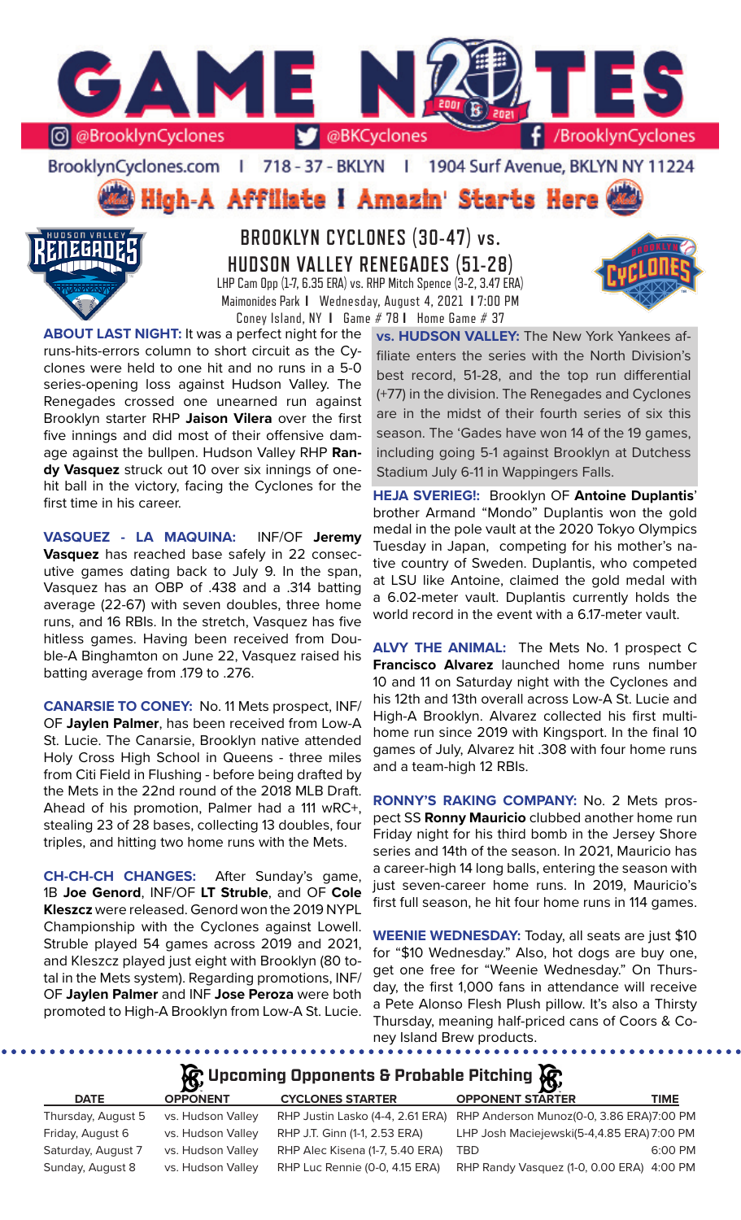# GAME NOTES

@BrooklynCyclones | @BKCyclones | /BrooklynCyclones

BrooklynCyclones.com | 718 - 37 - BKLYN | 1904 Surf Avenue, BKLYN NY 11224

**High-A Affiliate | Amazin' Starts Here**

## BROOKLYN CYCLONES (30-47) vs. HUDSON VALLEY RENEGADES (51-28)

LHP Cam Opp (1-7, 6.35 ERA) vs. RHP Mitch Spence (3-2, 3.47 ERA)
Maimonides Park | Wednesday, August 4, 2021 | 7:00 PM
Coney Island, NY | Game # 78 | Home Game # 37

**ABOUT LAST NIGHT:** It was a perfect night for the runs-hits-errors column to short circuit as the Cyclones were held to one hit and no runs in a 5-0 series-opening loss against Hudson Valley. The Renegades crossed one unearned run against Brooklyn starter RHP **Jaison Vilera** over the first five innings and did most of their offensive damage against the bullpen. Hudson Valley RHP **Randy Vasquez** struck out 10 over six innings of one-hit ball in the victory, facing the Cyclones for the first time in his career.

**VASQUEZ - LA MAQUINA:** INF/OF **Jeremy Vasquez** has reached base safely in 22 consecutive games dating back to July 9. In the span, Vasquez has an OBP of .438 and a .314 batting average (22-67) with seven doubles, three home runs, and 16 RBIs. In the stretch, Vasquez has five hitless games. Having been received from Double-A Binghamton on June 22, Vasquez raised his batting average from .179 to .276.

**CANARSIE TO CONEY:** No. 11 Mets prospect, INF/OF **Jaylen Palmer**, has been received from Low-A St. Lucie. The Canarsie, Brooklyn native attended Holy Cross High School in Queens - three miles from Citi Field in Flushing - before being drafted by the Mets in the 22nd round of the 2018 MLB Draft. Ahead of his promotion, Palmer had a 111 wRC+, stealing 23 of 28 bases, collecting 13 doubles, four triples, and hitting two home runs with the Mets.

**CH-CH-CH CHANGES:** After Sunday's game, 1B **Joe Genord**, INF/OF **LT Struble**, and OF **Cole Kleszcz** were released. Genord won the 2019 NYPL Championship with the Cyclones against Lowell. Struble played 54 games across 2019 and 2021, and Kleszcz played just eight with Brooklyn (80 total in the Mets system). Regarding promotions, INF/OF **Jaylen Palmer** and INF **Jose Peroza** were both promoted to High-A Brooklyn from Low-A St. Lucie.

**vs. HUDSON VALLEY:** The New York Yankees affiliate enters the series with the North Division's best record, 51-28, and the top run differential (+77) in the division. The Renegades and Cyclones are in the midst of their fourth series of six this season. The 'Gades have won 14 of the 19 games, including going 5-1 against Brooklyn at Dutchess Stadium July 6-11 in Wappingers Falls.

**HEJA SVERIEG!:** Brooklyn OF **Antoine Duplantis**' brother Armand "Mondo" Duplantis won the gold medal in the pole vault at the 2020 Tokyo Olympics Tuesday in Japan, competing for his mother's native country of Sweden. Duplantis, who competed at LSU like Antoine, claimed the gold medal with a 6.02-meter vault. Duplantis currently holds the world record in the event with a 6.17-meter vault.

**ALVY THE ANIMAL:** The Mets No. 1 prospect C **Francisco Alvarez** launched home runs number 10 and 11 on Saturday night with the Cyclones and his 12th and 13th overall across Low-A St. Lucie and High-A Brooklyn. Alvarez collected his first multi-home run since 2019 with Kingsport. In the final 10 games of July, Alvarez hit .308 with four home runs and a team-high 12 RBIs.

**RONNY'S RAKING COMPANY:** No. 2 Mets prospect SS **Ronny Mauricio** clubbed another home run Friday night for his third bomb in the Jersey Shore series and 14th of the season. In 2021, Mauricio has a career-high 14 long balls, entering the season with just seven-career home runs. In 2019, Mauricio's first full season, he hit four home runs in 114 games.

**WEENIE WEDNESDAY:** Today, all seats are just $10 for "$10 Wednesday." Also, hot dogs are buy one, get one free for "Weenie Wednesday." On Thursday, the first 1,000 fans in attendance will receive a Pete Alonso Flesh Plush pillow. It's also a Thirsty Thursday, meaning half-priced cans of Coors & Coney Island Brew products.

## Upcoming Opponents & Probable Pitching

| DATE | OPPONENT | CYCLONES STARTER | OPPONENT STARTER | TIME |
|---|---|---|---|---|
| Thursday, August 5 | vs. Hudson Valley | RHP Justin Lasko (4-4, 2.61 ERA) | RHP Anderson Munoz(0-0, 3.86 ERA) | 7:00 PM |
| Friday, August 6 | vs. Hudson Valley | RHP J.T. Ginn (1-1, 2.53 ERA) | LHP Josh Maciejewski(5-4,4.85 ERA) | 7:00 PM |
| Saturday, August 7 | vs. Hudson Valley | RHP Alec Kisena (1-7, 5.40 ERA) | TBD | 6:00 PM |
| Sunday, August 8 | vs. Hudson Valley | RHP Luc Rennie (0-0, 4.15 ERA) | RHP Randy Vasquez (1-0, 0.00 ERA) | 4:00 PM |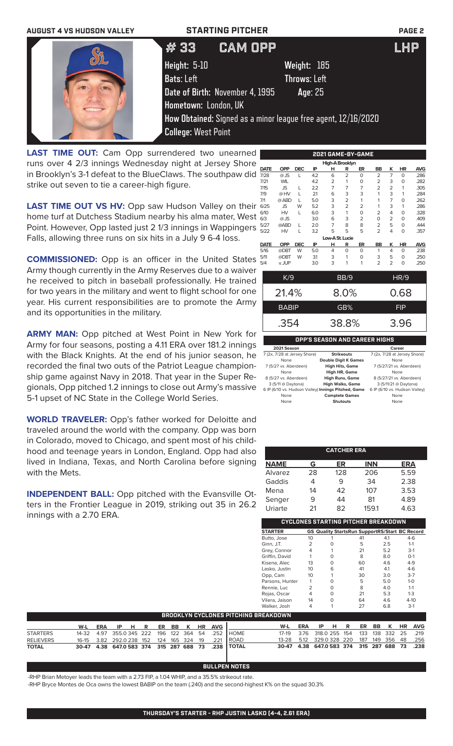AUGUST 4 VS HUDSON VALLEY — STARTING PITCHER

# # 33 CAM OPP — LHP

**Height:** 5-10 **Weight:** 185
**Bats:** Left **Throws:** Left
**Date of Birth:** November 4, 1995 **Age:** 25
**Hometown:** London, UK
**How Obtained:** Signed as a minor league free agent, 12/16/2020
**College:** West Point

**LAST TIME OUT:** Cam Opp surrendered two unearned runs over 4 2/3 innings Wednesday night at Jersey Shore in Brooklyn's 3-1 defeat to the BlueClaws. The southpaw did strike out seven to tie a career-high figure.

**LAST TIME OUT VS HV:** Opp saw Hudson Valley on their home turf at Dutchess Stadium nearby his alma mater, West Point. However, Opp lasted just 2 1/3 innings in Wappingers Falls, allowing three runs on six hits in a July 9 6-4 loss.

**COMMISSIONED:** Opp is an officer in the United States Army though currently in the Army Reserves due to a waiver he received to pitch in baseball professionally. He trained for two years in the military and went to flight school for one year. His current responsibilities are to promote the Army and its opportunities in the military.

**ARMY MAN:** Opp pitched at West Point in New York for Army for four seasons, posting a 4.11 ERA over 181.2 innings with the Black Knights. At the end of his junior season, he recorded the final two outs of the Patriot League championship game against Navy in 2018. That year in the Super Regionals, Opp pitched 1.2 innings to close out Army's massive 5-1 upset of NC State in the College World Series.

**WORLD TRAVELER:** Opp's father worked for Deloitte and traveled around the world with the company. Opp was born in Colorado, moved to Chicago, and spent most of his childhood and teenage years in London, England. Opp had also lived in Indiana, Texas, and North Carolina before signing with the Mets.

**INDEPENDENT BALL:** Opp pitched with the Evansville Otters in the Frontier League in 2019, striking out 35 in 26.2 innings with a 2.70 ERA.

## 2021 GAME-BY-GAME

| DATE | OPP | DEC | IP | H | R | ER | BB | K | HR | AVG |
|---|---|---|---|---|---|---|---|---|---|---|
| **High-A Brooklyn** | | | | | | | | | | |
| 7/28 | @ JS | L | 4.2 | 6 | 2 | 0 | 2 | 7 | 0 | .286 |
| 7/21 | WIL | | 4.2 | 2 | 1 | 0 | 2 | 3 | 0 | .282 |
| 7/15 | JS | L | 2.2 | 7 | 7 | 7 | 2 | 2 | 1 | .305 |
| 7/9 | @ HV | L | 2.1 | 6 | 3 | 3 | 1 | 3 | 1 | .284 |
| 7/1 | @ ABD | L | 5.0 | 3 | 2 | 1 | 1 | 7 | 0 | .262 |
| 6/25 | JS | W | 5.2 | 3 | 2 | 2 | 1 | 3 | 1 | .286 |
| 6/10 | HV | L | 6.0 | 3 | 1 | 0 | 2 | 4 | 0 | .328 |
| 6/3 | @ JS | | 3.0 | 6 | 3 | 2 | 0 | 2 | 0 | .409 |
| 5/27 | @ABD | L | 2.0 | 7 | 8 | 8 | 2 | 5 | 0 | .444 |
| 5/22 | HV | L | 3.2 | 5 | 5 | 5 | 2 | 4 | 0 | .357 |
| **Low-A St. Lucie** | | | | | | | | | | |
| 5/16 | @DBT | W | 5.0 | 4 | 0 | 0 | 1 | 4 | 0 | .238 |
| 5/11 | @DBT | W | 3.1 | 3 | 1 | 0 | 3 | 5 | 0 | .250 |
| 5/4 | v. JUP | | 3.0 | 3 | 1 | 1 | 2 | 2 | 0 | .250 |

| K/9 | BB/9 | HR/9 |
|---|---|---|
| 21.4% | 8.0% | 0.68 |

| BABIP | GB% | FIP |
|---|---|---|
| .354 | 38.8% | 3.96 |

## OPP'S SEASON AND CAREER HIGHS

| 2021 Season | | Career |
|---|---|---|
| 7 (2x, 7/28 at Jersey Shore) | Strikeouts | 7 (2x, 7/28 at Jersey Shore) |
| None | Double Digit K Games | None |
| 7 (5/27 vs. Aberdeen) | High Hits, Game | 7 (5/27/21 vs. Aberdeen) |
| None | High HR, Game | None |
| 8 (5/27 vs. Aberdeen) | High Runs, Game | 8 (5/27/21 vs. Aberdeen) |
| 3 (5/11 @ Daytona) | High Walks, Game | 3 (5/11/21 @ Daytona) |
| 6 IP (6/10 vs. Hudson Valley) | Innings Pitched, Game | 6 IP (6/10 vs. Hudson Valley) |
| None | Complete Games | None |
| None | Shutouts | None |

## CATCHER ERA

| NAME | G | ER | INN | ERA |
|---|---|---|---|---|
| Alvarez | 28 | 128 | 206 | 5.59 |
| Gaddis | 4 | 9 | 34 | 2.38 |
| Mena | 14 | 42 | 107 | 3.53 |
| Senger | 9 | 44 | 81 | 4.89 |
| Uriarte | 21 | 82 | 159.1 | 4.63 |

## CYCLONES STARTING PITCHER BREAKDOWN

| STARTER | GS | Quality Starts | Run Support | RS/Start | BC Record |
|---|---|---|---|---|---|
| Butto, Jose | 10 | 1 | 41 | 4.1 | 4-6 |
| Ginn, J.T. | 2 | 0 | 5 | 2.5 | 1-1 |
| Grey, Connor | 4 | 1 | 21 | 5.2 | 3-1 |
| Griffin, David | 1 | 0 | 8 | 8.0 | 0-1 |
| Kisena, Alec | 13 | 0 | 60 | 4.6 | 4-9 |
| Lasko, Justin | 10 | 6 | 41 | 4.1 | 4-6 |
| Opp, Cam | 10 | 1 | 30 | 3.0 | 3-7 |
| Parsons, Hunter | 1 | 0 | 5 | 5.0 | 1-0 |
| Rennie, Luc | 2 | 0 | 8 | 4.0 | 1-1 |
| Rojas, Oscar | 4 | 0 | 21 | 5.3 | 1-3 |
| Vilera, Jaison | 14 | 0 | 64 | 4.6 | 4-10 |
| Walker, Josh | 4 | 1 | 27 | 6.8 | 3-1 |

## BROOKLYN CYCLONES PITCHING BREAKDOWN

| | W-L | ERA | IP | H | R | ER | BB | K | HR | AVG |
|---|---|---|---|---|---|---|---|---|---|---|
| STARTERS | 14-32 | 4.97 | 355.0 | 345 | 222 | 196 | 122 | 364 | 54 | .252 |
| RELIEVERS | 16-15 | 3.82 | 292.0 | 238 | 152 | 124 | 165 | 324 | 19 | .221 |
| TOTAL | 30-47 | 4.38 | 647.0 | 583 | 374 | 315 | 287 | 688 | 73 | .238 |

| | W-L | ERA | IP | H | R | ER | BB | K | HR | AVG |
|---|---|---|---|---|---|---|---|---|---|---|
| HOME | 17-19 | 3.76 | 318.0 | 255 | 154 | 133 | 138 | 332 | 25 | .219 |
| ROAD | 13-28 | 5.12 | 329.0 | 328 | 220 | 187 | 149 | 356 | 48 | .256 |
| TOTAL | 30-47 | 4.38 | 647.0 | 583 | 374 | 315 | 287 | 688 | 73 | .238 |

## BULLPEN NOTES

-RHP Brian Metoyer leads the team with a 2.73 FIP, a 1.04 WHIP, and a 35.5% strikeout rate.

-RHP Bryce Montes de Oca owns the lowest BABIP on the team (.240) and the second-highest K% on the squad 30.3%

THURSDAY'S STARTER - RHP JUSTIN LASKO (4-4, 2.61 ERA)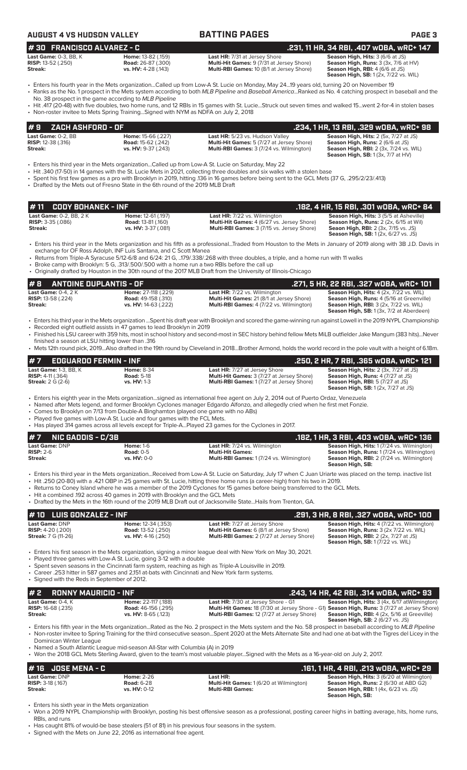**AUGUST 4 VS HUDSON VALLEY** | **BATTING PAGES**

## # 30 FRANCISCO ALVAREZ - C — .231, 11 HR, 34 RBI, .407 wOBA, wRC+ 147

| | | | |
|---|---|---|---|
| **Last Game:** 0-3, BB, K | **Home:** 13-82 (.159) | **Last HR:** 7/31 at Jersey Shore | **Season High, Hits:** 3 (6/6 at JS) |
| **RISP:** 13-52 (.250) | **Road:** 26-87 (.300) | **Multi-Hit Games:** 9 (7/31 at Jersey Shore) | **Season High, Runs:** 3 (3x, 7/6 at HV) |
| **Streak:** | **vs. HV:** 4-28 (.143) | **Multi-RBI Games:** 10 (8/1 at Jersey Shore) | **Season High, RBI:** 4 (6/6 at JS) |
| | | | **Season High, SB:** 1 (2x, 7/22 vs. WIL) |

- Enters his fourth year in the Mets organization...Called up from Low-A St. Lucie on Monday, May 24...19 years old, turning 20 on November 19
- Ranks as the No. 1 prospect in the Mets system according to both *MLB Pipeline* and *Baseball America*...Ranked as No. 4 catching prospect in baseball and the No. 38 prospect in the game according to *MLB Pipeline*
- Hit .417 (20-48) with five doubles, two home runs, and 12 RBIs in 15 games with St. Lucie...Struck out seven times and walked 15...went 2-for-4 in stolen bases
- Non-roster invitee to Mets Spring Training...Signed with NYM as NDFA on July 2, 2018

## # 9 ZACH ASHFORD - OF — .234, 1 HR, 13 RBI, .329 wOBA, wRC+ 98

| | | | |
|---|---|---|---|
| **Last Game:** 0-2, BB | **Home:** 15-66 (.227) | **Last HR:** 5/23 vs. Hudson Valley | **Season High, Hits:** 2 (5x, 7/27 at JS) |
| **RISP:** 12-38 (.316) | **Road:** 15-62 (.242) | **Multi-Hit Games:** 5 (7/27 at Jersey Shore) | **Season High, Runs:** 2 (6/6 at JS) |
| **Streak:** | **vs. HV:** 9-37 (.243) | **Multi-RBI Games:** 3 (7/24 vs. Wilmington) | **Season High, RBI:** 2 (3x, 7/24 vs. WIL) |
| | | | **Season High, SB:** 1 (3x, 7/7 at HV) |

- Enters his third year in the Mets organization...Called up from Low-A St. Lucie on Saturday, May 22
- Hit .340 (17-50) in 14 games with the St. Lucie Mets in 2021, collecting three doubles and six walks with a stolen base
- Spent his first few games as a pro with Brooklyn in 2019, hitting .136 in 16 games before being sent to the GCL Mets (37 G, .295/2/23/.413)
- Drafted by the Mets out of Fresno State in the 6th round of the 2019 MLB Draft

## # 11 CODY BOHANEK - INF — .182, 4 HR, 15 RBI, .301 wOBA, wRC+ 84

| | | | |
|---|---|---|---|
| **Last Game:** 0-2, BB, 2 K | **Home:** 12-61 (.197) | **Last HR:** 7/22 vs. Wilmington | **Season High, Hits:** 3 (5/5 at Asheville) |
| **RISP:** 3-35 (.086) | **Road:** 13-81 (.160) | **Multi-Hit Games:** 4 (6/27 vs. Jersey Shore) | **Season High, Runs:** 2 (2x, 6/15 at Wil) |
| **Streak:** | **vs. HV:** 3-37 (.081) | **Multi-RBI Games:** 3 (7/15 vs. Jersey Shore) | **Seaon High, RBI:** 2 (3x, 7/15 vs. JS) |
| | | | **Season High, SB:** 1 (2x, 6/27 vs. JS) |

- Enters his third year in the Mets organization and his fifth as a professional...Traded from Houston to the Mets in January of 2019 along with 3B J.D. Davis in exchange for OF Ross Adolph, INF Luis Santana, and C Scott Manea
- Returns from Triple-A Syracuse 5/12-6/8 and 6/24: 21 G, ..179/.338/.268 with three doubles, a triple, and a home run with 11 walks
- Broke camp with Brooklyn: 5 G, .313/.500/.500 with a home run a two RBIs before the call up
- Originally drafted by Houston in the 30th round of the 2017 MLB Draft from the University of Illinois-Chicago

## # 8 ANTOINE DUPLANTIS - OF — .271, 5 HR, 22 RBI, .327 wOBA, wRC+ 101

| | | | |
|---|---|---|---|
| **Last Game:** 0-4, 2 K | **Home:** 27-118 (.229) | **Last HR:** 7/22 vs. Wilmington | **Season High, Hits:** 4 (2x, 7/22 vs. WIL) |
| **RISP:** 13-58 (.224) | **Road:** 49-158 (.310) | **Multi-Hit Games:** 21 (8/1 at Jersey Shore) | **Season High, Runs:** 4 (5/16 at Greenville) |
| **Streak:** | **vs. HV:** 14-63 (.222) | **Multi-RBI Games:** 4 (7/22 vs. Wilmington) | **Season High, RBI:** 3 (2x, 7/22 vs. WIL) |
| | | | **Season High, SB:** 1 (3x, 7/2 at Aberdeen) |

- Enters his third year in the Mets organization ...Spent his draft year with Brooklyn and scored the game-winning run against Lowell in the 2019 NYPL Championship
- Recorded eight outfield assists in 47 games to lead Brooklyn in 2019
- Finished his LSU career with 359 hits, most in school history and second-most in SEC history behind fellow Mets MiLB outfielder Jake Mangum (383 hits)...Never finished a season at LSU hitting lower than .316
- Mets 12th round pick, 2019...Also drafted in the 19th round by Cleveland in 2018...Brother Armond, holds the world record in the pole vault with a height of 6.18m.

## # 7 EDGUARDO FERMIN - INF — .250, 2 HR, 7 RBI, .365 wOBA, wRC+ 121

| | | | |
|---|---|---|---|
| **Last Game:** 1-3, BB, K | **Home:** 8-34 | **Last HR:** 7/27 at Jersey Shore | **Season High, Hits:** 2 (3x, 7/27 at JS) |
| **RISP:** 4-11 (.364) | **Road:** 5-18 | **Multi-Hit Games:** 3 (7/27 at Jersey Shore) | **Season High, Runs:** 4 (7/27 at JS) |
| **Streak:** 2 G (2-6) | **vs. HV:** 1-3 | **Multi-RBI Games:** 1 (7/27 at Jersey Shore) | **Season High, RBI:** 5 (7/27 at JS) |
| | | | **Season High, SB:** 1 (2x, 7/27 at JS) |

- Enters his eighth year in the Mets organization...signed as international free agent on July 2, 2014 out of Puerto Ordaz, Venezuela
- Named after Mets legend, and former Brooklyn Cyclones manager Edgardo Alfonzo, and allegedly cried when he first met Fonzie.
- Comes to Brooklyn on 7/13 from Double-A Binghamton (played one game with no ABs)
- Played five games with Low-A St. Lucie and four games with the FCL Mets.
- Has played 314 games across all levels except for Triple-A...Played 23 games for the Cyclones in 2017.

## # 17 NIC GADDIS - C/3B — .182, 1 HR, 3 RBI, .403 wOBA, wRC+ 136

| | | | |
|---|---|---|---|
| **Last Game:** DNP | **Home:** 1-6 | **Last HR:** 7/24 vs. Wilmington | **Season High, Hits:** 1 (7/24 vs. Wilmington) |
| **RISP:** 2-6 | **Road:** 0-5 | **Multi-Hit Games:** | **Season High, Runs:** 1 (7/24 vs. Wilmington) |
| **Streak:** | **vs. HV:** 0-0 | **Multi-RBI Games:** 1 (7/24 vs. Wilmington) | **Season High, RBI:** 2 (7/24 vs. Wilmington) |
| | | | **Season High, SB:** |

- Enters his third year in the Mets organization...Received from Low-A St. Lucie on Saturday, July 17 when C Juan Uriarte was placed on the temp. inactive list
- Hit .250 (20-80) with a .421 OBP in 25 games with St. Lucie, hitting three home runs (a career-high) from his two in 2019.
- Returns to Coney Island where he was a member of the 2019 Cyclones for 15 games before being transferred to the GCL Mets.
- Hit a combined .192 across 40 games in 2019 with Brooklyn and the GCL Mets
- Drafted by the Mets in the 16th round of the 2019 MLB Draft out of Jacksonville State...Hails from Trenton, GA.

## # 10 LUIS GONZALEZ - INF — .291, 3 HR, 8 RBI, .327 wOBA, wRC+ 100

| | | | |
|---|---|---|---|
| **Last Game:** DNP | **Home:** 12-34 (.353) | **Last HR:** 7/27 at Jersey Shore | **Season High, Hits:** 4 (7/22 vs. Wilmington) |
| **RISP:** 4-20 (.200) | **Road:** 13-52 (.250) | **Multi-Hit Games:** 6 (8/1 at Jersey Shore) | **Season High, Runs:** 3 (2x 7/22 vs. WIL) |
| **Streak:** 7 G (11-26) | **vs. HV:** 4-16 (.250) | **Multi-RBI Games:** 2 (7/27 at Jersey Shore) | **Season High, RBI:** 2 (2x, 7/27 at JS) |
| | | | **Season High, SB:** 1 (7/22 vs. WIL) |

- Enters his first season in the Mets organization, signing a minor league deal with New York on May 30, 2021.
- Played three games with Low-A St. Lucie, going 3-12 with a double
- Spent seven seasons in the Cincinnati farm system, reaching as high as Triple-A Louisville in 2019.
- Career .253 hitter in 587 games and 2,151 at-bats with Cincinnati and New York farm systems.
- Signed with the Reds in September of 2012.

## # 2 RONNY MAURICIO - INF — .243, 14 HR, 42 RBI, .314 wOBA, wRC+ 93

| | | | |
|---|---|---|---|
| **Last Game:** 0-4, K | **Home:** 22-117 (.188) | **Last HR:** 7/30 at Jersey Shore - G1 | **Season High, Hits:** 3 (4x, 6/17 atWilmington) |
| **RISP:** 16-68 (.235) | **Road:** 46-156 (.295) | **Multi-Hit Games:** 18 (7/30 at Jersey Shore - G1) | **Season High, Runs:** 3 (7/27 at Jersey Shore) |
| **Streak:** | **vs. HV:** 8-65 (.123) | **Multi-RBI Games:** 12 (7/27 at Jersey Shore) | **Season High, RBI:** 4 (2x, 5/16 at Greeville) |
| | | | **Season High, SB:** 2 (6/27 vs. JS) |

- Enters his fifth year in the Mets organization...Rated as the No. 2 prospect in the Mets system and the No. 58 prospect in baseball according to *MLB Pipeline*
- Non-roster invitee to Spring Training for the third consecutive season...Spent 2020 at the Mets Alternate Site and had one at-bat with the Tigres del Licey in the Dominican Winter League
- Named a South Atlantic League mid-season All-Star with Columbia (A) in 2019
- Won the 2018 GCL Mets Sterling Award, given to the team's most valuable player...Signed with the Mets as a 16-year-old on July 2, 2017.

## # 16 JOSE MENA - C — .161, 1 HR, 4 RBI, .213 wOBA, wRC+ 29

| | | | |
|---|---|---|---|
| **Last Game:** DNP | **Home:** 2-26 | **Last HR:** | **Season High, Hits:** 3 (6/20 at Wilmington) |
| **RISP:** 3-18 (.167) | **Road:** 6-28 | **Multi-Hit Games:** 1 (6/20 at Wilmington) | **Season High, Runs:** 2 (6/30 at ABD G2) |
| **Streak:** | **vs. HV:** 0-12 | **Multi-RBI Games:** | **Season High, RBI:** 1 (4x, 6/23 vs. JS) |
| | | | **Season High, SB:** |

- Enters his sixth year in the Mets organization
- Won a 2019 NYPL Championship with Brooklyn, posting his best offensive season as a professional, posting career highs in batting average, hits, home runs, RBIs, and runs
- Has caught 81% of would-be base stealers (51 of 81) in his previous four seasons in the system.
- Signed with the Mets on June 22, 2016 as international free agent.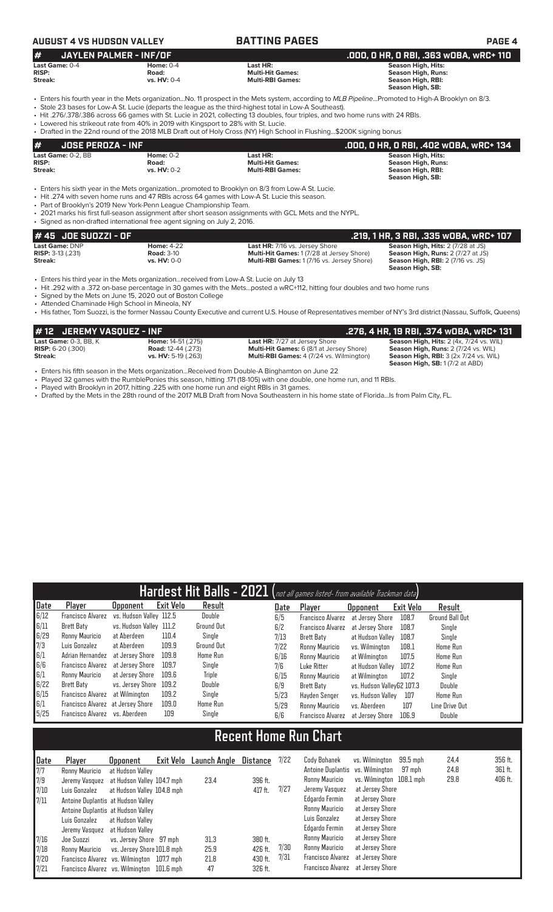## # JAYLEN PALMER - INF/OF
**.000, 0 HR, 0 RBI, .363 wOBA, wRC+ 110**

| | | | |
|---|---|---|---|
| **Last Game:** 0-4 | **Home:** 0-4 | **Last HR:** | **Season High, Hits:** |
| **RISP:** | **Road:** | **Multi-Hit Games:** | **Season High, Runs:** |
| **Streak:** | **vs. HV:** 0-4 | **Multi-RBI Games:** | **Season High, RBI:** |
| | | | **Season High, SB:** |

- Enters his fourth year in the Mets organization...No. 11 prospect in the Mets system, according to *MLB Pipeline*...Promoted to High-A Brooklyn on 8/3.
- Stole 23 bases for Low-A St. Lucie (departs the league as the third-highest total in Low-A Southeast).
- Hit .276/.378/.386 across 66 games with St. Lucie in 2021, collecting 13 doubles, four triples, and two home runs with 24 RBIs.
- Lowered his strikeout rate from 40% in 2019 with Kingsport to 28% with St. Lucie.
- Drafted in the 22nd round of the 2018 MLB Draft out of Holy Cross (NY) High School in Flushing...$200K signing bonus

## # JOSE PEROZA - INF
**.000, 0 HR, 0 RBI, .402 wOBA, wRC+ 134**

| | | | |
|---|---|---|---|
| **Last Game:** 0-2, BB | **Home:** 0-2 | **Last HR:** | **Season High, Hits:** |
| **RISP:** | **Road:** | **Multi-Hit Games:** | **Season High, Runs:** |
| **Streak:** | **vs. HV:** 0-2 | **Multi-RBI Games:** | **Season High, RBI:** |
| | | | **Season High, SB:** |

- Enters his sixth year in the Mets organization...promoted to Brooklyn on 8/3 from Low-A St. Lucie.
- Hit .274 with seven home runs and 47 RBIs across 64 games with Low-A St. Lucie this season.
- Part of Brooklyn's 2019 New York-Penn League Championship Team.
- 2021 marks his first full-season assignment after short season assignments with GCL Mets and the NYPL.
- Signed as non-drafted international free agent signing on July 2, 2016.

## # 45 JOE SUOZZI - OF
**.219, 1 HR, 3 RBI, .335 wOBA, wRC+ 107**

| | | | |
|---|---|---|---|
| **Last Game:** DNP | **Home:** 4-22 | **Last HR:** 7/16 vs. Jersey Shore | **Season High, Hits:** 2 (7/28 at JS) |
| **RISP:** 3-13 (.231) | **Road:** 3-10 | **Multi-Hit Games:** 1 (7/28 at Jersey Shore) | **Season High, Runs:** 2 (7/27 at JS) |
| **Streak:** | **vs. HV:** 0-0 | **Multi-RBI Games:** 1 (7/16 vs. Jersey Shore) | **Season High, RBI:** 2 (7/16 vs. JS) |
| | | | **Season High, SB:** |

- Enters his third year in the Mets organization...received from Low-A St. Lucie on July 13
- Hit .292 with a .372 on-base percentage in 30 games with the Mets...posted a wRC+112, hitting four doubles and two home runs
- Signed by the Mets on June 15, 2020 out of Boston College
- Attended Chaminade High School in Mineola, NY
- His father, Tom Suozzi, is the former Nassau County Executive and current U.S. House of Representatives member of NY's 3rd district (Nassau, Suffolk, Queens)

## # 12 JEREMY VASQUEZ - INF
**.276, 4 HR, 19 RBI, .374 wOBA, wRC+ 131**

| | | | |
|---|---|---|---|
| **Last Game:** 0-3, BB, K | **Home:** 14-51 (.275) | **Last HR:** 7/27 at Jersey Shore | **Season High, Hits:** 2 (4x, 7/24 vs. WIL) |
| **RISP:** 6-20 (.300) | **Road:** 12-44 (.273) | **Multi-Hit Games:** 6 (8/1 at Jersey Shore) | **Season High, Runs:** 2 (7/24 vs. WIL) |
| **Streak:** | **vs. HV:** 5-19 (.263) | **Multi-RBI Games:** 4 (7/24 vs. Wilmington) | **Season High, RBI:** 3 (2x 7/24 vs. WIL) |
| | | | **Season High, SB:** 1 (7/2 at ABD) |

- Enters his fifth season in the Mets organization...Received from Double-A Binghamton on June 22
- Played 32 games with the RumblePonies this season, hitting .171 (18-105) with one double, one home run, and 11 RBIs.
- Played with Brooklyn in 2017, hitting .225 with one home run and eight RBIs in 31 games.
- Drafted by the Mets in the 28th round of the 2017 MLB Draft from Nova Southeastern in his home state of Florida...Is from Palm City, FL.

## Hardest Hit Balls - 2021 (*not all games listed- from available Trackman data*)

| Date | Player | Opponent | Exit Velo | Result | Date | Player | Opponent | Exit Velo | Result |
|---|---|---|---|---|---|---|---|---|---|
| 6/12 | Francisco Alvarez | vs. Hudson Valley | 112.5 | Double | 6/5 | Francisco Alvarez | at Jersey Shore | 108.7 | Ground Ball Out |
| 6/11 | Brett Baty | vs. Hudson Valley | 111.2 | Ground Out | 6/2 | Francisco Alvarez | at Jersey Shore | 108.7 | Single |
| 6/29 | Ronny Mauricio | at Aberdeen | 110.4 | Single | 7/13 | Brett Baty | at Hudson Valley | 108.7 | Single |
| 7/3 | Luis Gonzalez | at Aberdeen | 109.9 | Ground Out | 7/22 | Ronny Mauricio | vs. Wilmington | 108.1 | Home Run |
| 6/1 | Adrian Hernandez | at Jersey Shore | 109.8 | Home Run | 6/16 | Ronny Mauricio | at Wilmington | 107.5 | Home Run |
| 6/6 | Francisco Alvarez | at Jersey Shore | 109.7 | Single | 7/6 | Luke Ritter | at Hudson Valley | 107.2 | Home Run |
| 6/1 | Ronny Mauricio | at Jersey Shore | 109.6 | Triple | 6/15 | Ronny Mauricio | at Wilmington | 107.2 | Single |
| 6/22 | Brett Baty | vs. Jersey Shore | 109.2 | Double | 6/9 | Brett Baty | vs. Hudson Valley | 107.3 | Double |
| 6/15 | Francisco Alvarez | at Wilmington | 109.2 | Single | 5/23 | Hayden Senger | vs. Hudson Valley | 107 | Home Run |
| 6/1 | Francisco Alvarez | at Jersey Shore | 109.0 | Home Run | 5/29 | Ronny Mauricio | vs. Aberdeen | 107 | Line Drive Out |
| 5/25 | Francisco Alvarez | vs. Aberdeen | 109 | Single | 6/6 | Francisco Alvarez | at Jersey Shore | 106.9 | Double |

## Recent Home Run Chart

| Date | Player | Opponent | Exit Velo | Launch Angle | Distance |
|---|---|---|---|---|---|
| 7/7 | Ronny Mauricio | at Hudson Valley | | | |
| 7/9 | Jeremy Vasquez | at Hudson Valley | 104.7 mph | 23.4 | 396 ft. |
| 7/10 | Luis Gonzalez | at Hudson Valley | 104.8 mph | | 417 ft. |
| 7/11 | Antoine Duplantis | at Hudson Valley | | | |
| | Antoine Duplantis | at Hudson Valley | | | |
| | Luis Gonzalez | at Hudson Valley | | | |
| | Jeremy Vasquez | at Hudson Valley | | | |
| 7/16 | Joe Suozzi | vs. Jersey Shore | 97 mph | 31.3 | 380 ft. |
| 7/18 | Ronny Mauricio | vs. Jersey Shore | 101.8 mph | 25.9 | 426 ft. |
| 7/20 | Francisco Alvarez | vs. Wilmington | 107.7 mph | 21.8 | 430 ft. |
| 7/21 | Francisco Alvarez | vs. Wilmington | 101.6 mph | 47 | 326 ft. |
| 7/22 | Cody Bohanek | vs. Wilmington | 99.5 mph | 24.4 | 356 ft. |
| | Antoine Duplantis | vs. Wilmington | 97 mph | 24.8 | 361 ft. |
| | Ronny Mauricio | vs. Wilmington | 108.1 mph | 29.8 | 406 ft. |
| 7/27 | Jeremy Vasquez | at Jersey Shore | | | |
| | Edgardo Fermin | at Jersey Shore | | | |
| | Ronny Mauricio | at Jersey Shore | | | |
| | Luis Gonzalez | at Jersey Shore | | | |
| | Edgardo Fermin | at Jersey Shore | | | |
| | Ronny Mauricio | at Jersey Shore | | | |
| 7/30 | Ronny Mauricio | at Jersey Shore | | | |
| 7/31 | Francisco Alvarez | at Jersey Shore | | | |
| | Francisco Alvarez | at Jersey Shore | | | |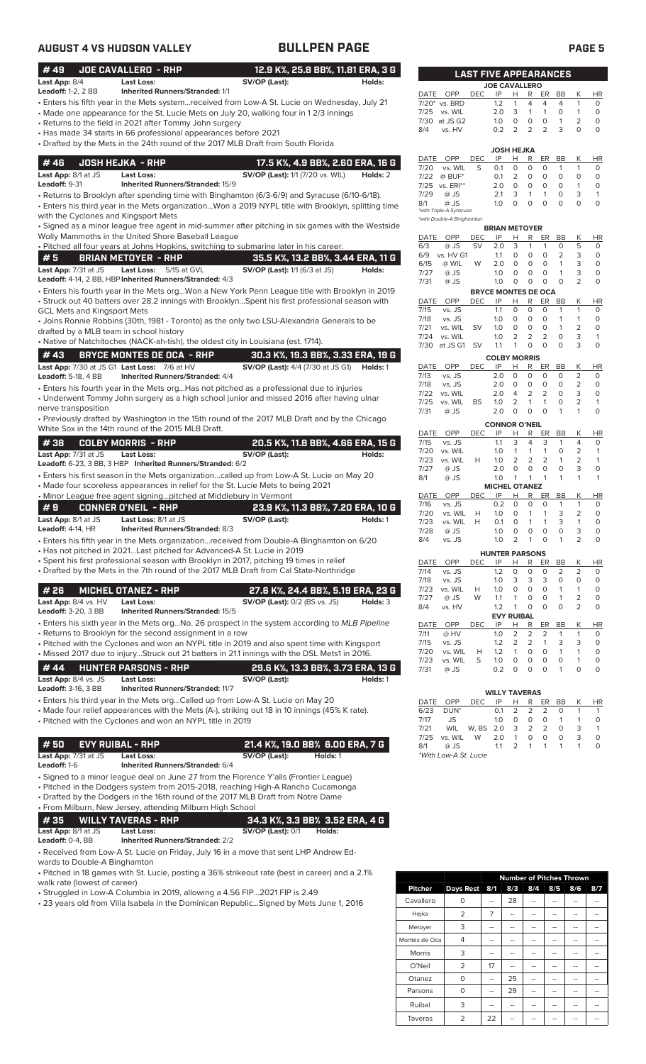## AUGUST 4 VS HUDSON VALLEY — BULLPEN PAGE

### #49 JOE CAVALLERO - RHP — 12.9 K%, 25.8 BB%, 11.81 ERA, 3 G

**Last App:** 8/4 **Last Loss:** **SV/OP (Last):** **Holds:**
**Leadoff:** 1-2, 2 BB **Inherited Runners/Stranded:** 1/1

- Enters his fifth year in the Mets system...received from Low-A St. Lucie on Wednesday, July 21
- Made one appearance for the St. Lucie Mets on July 20, walking four in 1 2/3 innings
- Returns to the field in 2021 after Tommy John surgery
- Has made 34 starts in 66 professional appearances before 2021
- Drafted by the Mets in the 24th round of the 2017 MLB Draft from South Florida

### #46 JOSH HEJKA - RHP — 17.5 K%, 4.9 BB%, 2.60 ERA, 16 G

**Last App:** 8/1 at JS **Last Loss:** **SV/OP (Last):** 1/1 (7/20 vs. WIL) **Holds:** 2
**Leadoff:** 9-31 **Inherited Runners/Stranded:** 15/9

- Returns to Brooklyn after spending time with Binghamton (6/3-6/9) and Syracuse (6/10-6/18).
- Enters his third year in the Mets organization...Won a 2019 NYPL title with Brooklyn, splitting time with the Cyclones and Kingsport Mets
- Signed as a minor league free agent in mid-summer after pitching in six games with the Westside Wolly Mammoths in the United Shore Baseball League
- Pitched all four years at Johns Hopkins, switching to submarine later in his career.

### #5 BRIAN METOYER - RHP — 35.5 K%, 13.2 BB%, 3.44 ERA, 11 G

**Last App:** 7/31 at JS **Last Loss:** 5/15 at GVL **SV/OP (Last):** 1/1 (6/3 at JS) **Holds:**
**Leadoff:** 4-14, 2 BB, HBP **Inherited Runners/Stranded:** 4/3

- Enters his fourth year in the Mets org...Won a New York Penn League title with Brooklyn in 2019
- Struck out 40 batters over 28.2 innings with Brooklyn...Spent his first professional season with GCL Mets and Kingsport Mets
- Joins Ronnie Robbins (30th, 1981 - Toronto) as the only two LSU-Alexandria Generals to be drafted by a MLB team in school history
- Native of Natchitoches (NACK-ah-tish), the oldest city in Louisiana (est. 1714).

### #43 BRYCE MONTES DE OCA - RHP — 30.3 K%, 19.3 BB%, 3.33 ERA, 19 G

**Last App:** 7/30 at JS G1 **Last Loss:** 7/6 at HV **SV/OP (Last):** 4/4 (7/30 at JS G1) **Holds:** 1
**Leadoff:** 5-18, 4 BB **Inherited Runners/Stranded:** 4/4

- Enters his fourth year in the Mets org...Has not pitched as a professional due to injuries
- Underwent Tommy John surgery as a high school junior and missed 2016 after having ulnar nerve transposition
- Previously drafted by Washington in the 15th round of the 2017 MLB Draft and by the Chicago White Sox in the 14th round of the 2015 MLB Draft.

### #38 COLBY MORRIS - RHP — 20.5 K%, 11.8 BB%, 4.66 ERA, 15 G

**Last App:** 7/31 at JS **Last Loss:** **SV/OP (Last):** **Holds:**
**Leadoff:** 6-23, 3 BB, 3 HBP **Inherited Runners/Stranded:** 6/2

- Enters his first season in the Mets organization...called up from Low-A St. Lucie on May 20
- Made four scoreless appearances in relief for the St. Lucie Mets prior to being 2021
- Minor League free agent signing...pitched at Middlebury in Vermont

### #9 CONNER O'NEIL - RHP — 23.9 K%, 11.3 BB%, 7.20 ERA, 10 G

**Last App:** 8/1 at JS **Last Loss:** 8/1 at JS **SV/OP (Last):** **Holds:** 1
**Leadoff:** 4-14, HR **Inherited Runners/Stranded:** 8/3

- Enters his fifth year in the Mets organization...received from Double-A Binghamton on 6/20
- Has not pitched in 2021...Last pitched for Advanced-A St. Lucie in 2019
- Spent his first professional season with Brooklyn in 2017, pitching 19 times in relief
- Drafted by the Mets in the 7th round of the 2017 MLB Draft from Cal State-Northridge

### #26 MICHEL OTANEZ - RHP — 27.6 K%, 24.4 BB%, 5.19 ERA, 23 G

**Last App:** 8/4 vs. HV **Last Loss:** **SV/OP (Last):** 0/2 (BS vs. JS) **Holds:** 3
**Leadoff:** 3-20, 3 BB **Inherited Runners/Stranded:** 15/5

- Enters his sixth year in the Mets org...No. 26 prospect in the system according to *MLB Pipeline*
- Returns to Brooklyn for the second assignment in a row
- Pitched with the Cyclones and won an NYPL title in 2019 and also spent time with Kingsport
- Missed 2017 due to injury...Struck out 21 batters in 21.1 innings with the DSL Mets1 in 2016.

### #44 HUNTER PARSONS - RHP — 29.6 K%, 13.3 BB%, 3.73 ERA, 13 G

**Last App:** 8/4 vs. JS **Last Loss:** **SV/OP (Last):** **Holds:** 1
**Leadoff:** 3-16, 3 BB **Inherited Runners/Stranded:** 11/7

- Enters his third year in the Mets org...Called up from Low-A St. Lucie on May 20
- Made four relief appearances with the Mets (A-), striking out 18 in 10 innings (45% K rate).
- Pitched with the Cyclones and won an NYPL title in 2019

### #50 EVY RUIBAL - RHP — 21.4 K%, 19.0 BB% 6.00 ERA, 7 G

**Last App:** 7/31 at JS **Last Loss:** **SV/OP (Last):** **Holds:** 1
**Leadoff:** 1-6 **Inherited Runners/Stranded:** 6/4

- Signed to a minor league deal on June 27 from the Florence Y'alls (Frontier League)
- Pitched in the Dodgers system from 2015-2018, reaching High-A Rancho Cucamonga
- Drafted by the Dodgers in the 16th round of the 2017 MLB Draft from Notre Dame
- From Milburn, New Jersey, attending Milburn High School

### #35 WILLY TAVERAS - RHP — 34.3 K%, 3.3 BB% 3.52 ERA, 4 G

**Last App:** 8/1 at JS **Last Loss:** **SV/OP (Last):** 0/1 **Holds:**
**Leadoff:** 0-4, BB **Inherited Runners/Stranded:** 2/2

- Received from Low-A St. Lucie on Friday, July 16 in a move that sent LHP Andrew Edwards to Double-A Binghamton
- Pitched in 18 games with St. Lucie, posting a 36% strikeout rate (best in career) and a 2.1% walk rate (lowest of career)
- Struggled in Low-A Columbia in 2019, allowing a 4.56 FIP...2021 FIP is 2.49
- 23 years old from Villa Isabela in the Dominican Republic...Signed by Mets June 1, 2016

## LAST FIVE APPEARANCES

**JOE CAVALLERO**

| DATE | OPP | DEC | IP | H | R | ER | BB | K | HR |
|---|---|---|---|---|---|---|---|---|---|
| 7/20* | vs. BRD | | 1.2 | 1 | 4 | 4 | 4 | 1 | 0 |
| 7/25 | vs. WIL | | 2.0 | 3 | 1 | 1 | 0 | 1 | 0 |
| 7/30 | at JS G2 | | 1.0 | 0 | 0 | 0 | 1 | 2 | 0 |
| 8/4 | vs. HV | | 0.2 | 2 | 2 | 2 | 3 | 0 | 0 |

**JOSH HEJKA**

| DATE | OPP | DEC | IP | H | R | ER | BB | K | HR |
|---|---|---|---|---|---|---|---|---|---|
| 7/20 | vs. WIL | S | 0.1 | 0 | 0 | 0 | 1 | 1 | 0 |
| 7/22 | @ BUF* | | 0.1 | 2 | 0 | 0 | 0 | 0 | 0 |
| 7/25 | vs. ERI** | | 2.0 | 0 | 0 | 0 | 0 | 1 | 0 |
| 7/29 | @ JS | | 2.1 | 3 | 1 | 1 | 0 | 3 | 1 |
| 8/1 | @ JS | | 1.0 | 0 | 0 | 0 | 0 | 0 | 0 |

*with Triple-A Syracuse
*with Double-A Binghamton

**BRIAN METOYER**

| DATE | OPP | DEC | IP | H | R | ER | BB | K | HR |
|---|---|---|---|---|---|---|---|---|---|
| 6/3 | @ JS | SV | 2.0 | 3 | 1 | 1 | 0 | 5 | 0 |
| 6/9 | vs. HV G1 | | 1.1 | 0 | 0 | 0 | 2 | 3 | 0 |
| 6/15 | @ WIL | W | 2.0 | 0 | 0 | 0 | 1 | 3 | 0 |
| 7/27 | @ JS | | 1.0 | 0 | 0 | 0 | 1 | 3 | 0 |
| 7/31 | @ JS | | 1.0 | 0 | 0 | 0 | 0 | 2 | 0 |

**BRYCE MONTES DE OCA**

| DATE | OPP | DEC | IP | H | R | ER | BB | K | HR |
|---|---|---|---|---|---|---|---|---|---|
| 7/15 | vs. JS | | 1.1 | 0 | 0 | 0 | 1 | 1 | 0 |
| 7/18 | vs. JS | | 1.0 | 0 | 0 | 0 | 1 | 1 | 0 |
| 7/21 | vs. WIL | SV | 1.0 | 0 | 0 | 0 | 1 | 2 | 0 |
| 7/24 | vs. WIL | | 1.0 | 2 | 2 | 2 | 0 | 3 | 1 |
| 7/30 | at JS G1 | SV | 1.1 | 1 | 0 | 0 | 0 | 3 | 0 |

**COLBY MORRIS**

| DATE | OPP | DEC | IP | H | R | ER | BB | K | HR |
|---|---|---|---|---|---|---|---|---|---|
| 7/13 | vs. JS | | 2.0 | 0 | 0 | 0 | 0 | 2 | 0 |
| 7/18 | vs. JS | | 2.0 | 0 | 0 | 0 | 0 | 2 | 0 |
| 7/22 | vs. WIL | | 2.0 | 4 | 2 | 2 | 0 | 3 | 0 |
| 7/25 | vs. WIL | BS | 1.0 | 2 | 1 | 1 | 0 | 2 | 1 |
| 7/31 | @ JS | | 2.0 | 0 | 0 | 0 | 1 | 1 | 0 |

**CONNOR O'NEIL**

| DATE | OPP | DEC | IP | H | R | ER | BB | K | HR |
|---|---|---|---|---|---|---|---|---|---|
| 7/15 | vs. JS | | 1.1 | 3 | 4 | 3 | 1 | 4 | 0 |
| 7/20 | vs. WIL | | 1.0 | 1 | 1 | 1 | 0 | 2 | 1 |
| 7/23 | vs. WIL | H | 1.0 | 2 | 2 | 2 | 1 | 2 | 1 |
| 7/27 | @ JS | | 2.0 | 0 | 0 | 0 | 0 | 3 | 0 |
| 8/1 | @ JS | | 1.0 | 1 | 1 | 1 | 1 | 1 | 1 |

**MICHEL OTANEZ**

| DATE | OPP | DEC | IP | H | R | ER | BB | K | HR |
|---|---|---|---|---|---|---|---|---|---|
| 7/16 | vs. JS | | 0.2 | 0 | 0 | 0 | 1 | 1 | 0 |
| 7/20 | vs. WIL | H | 1.0 | 0 | 1 | 1 | 3 | 2 | 0 |
| 7/23 | vs. WIL | H | 0.1 | 0 | 1 | 1 | 3 | 1 | 0 |
| 7/28 | @ JS | | 1.0 | 0 | 0 | 0 | 0 | 3 | 0 |
| 8/4 | vs. JS | | 1.0 | 2 | 1 | 0 | 1 | 2 | 0 |

**HUNTER PARSONS**

| DATE | OPP | DEC | IP | H | R | ER | BB | K | HR |
|---|---|---|---|---|---|---|---|---|---|
| 7/14 | vs. JS | | 1.2 | 0 | 0 | 0 | 2 | 2 | 0 |
| 7/18 | vs. JS | | 1.0 | 3 | 3 | 3 | 0 | 0 | 0 |
| 7/23 | vs. WIL | H | 1.0 | 0 | 0 | 0 | 0 | 1 | 0 |
| 7/27 | @ JS | W | 1.1 | 1 | 0 | 0 | 1 | 2 | 0 |
| 8/4 | vs. HV | | 1.2 | 1 | 0 | 0 | 0 | 2 | 0 |

**EVY RUIBAL**

| DATE | OPP | DEC | IP | H | R | ER | BB | K | HR |
|---|---|---|---|---|---|---|---|---|---|
| 7/11 | @ HV | | 1.0 | 2 | 2 | 2 | 1 | 1 | 0 |
| 7/15 | vs. JS | | 1.2 | 2 | 1 | 1 | 3 | 3 | 0 |
| 7/20 | vs. WIL | H | 1.2 | 1 | 0 | 0 | 1 | 1 | 0 |
| 7/23 | vs. WIL | S | 1.0 | 0 | 0 | 0 | 0 | 1 | 0 |
| 7/31 | @ JS | | 0.2 | 0 | 0 | 0 | 1 | 0 | 0 |

**WILLY TAVERAS**

| DATE | OPP | DEC | IP | H | R | ER | BB | K | HR |
|---|---|---|---|---|---|---|---|---|---|
| 6/23 | DUN* | | 0.1 | 2 | 2 | 2 | 0 | 1 | 1 |
| 7/17 | JS | | 1.0 | 0 | 0 | 0 | 1 | 1 | 0 |
| 7/21 | WIL | W, BS | 2.0 | 3 | 2 | 2 | 0 | 3 | 1 |
| 7/25 | vs. WIL | W | 2.0 | 1 | 0 | 0 | 0 | 3 | 0 |
| 8/1 | @ JS | | 1.1 | 2 | 1 | 1 | 1 | 1 | 0 |

*With Low-A St. Lucie

| Pitcher | Days Rest | 8/1 | 8/3 | 8/4 | 8/5 | 8/6 | 8/7 |
|---|---|---|---|---|---|---|---|
| | | Number of Pitches Thrown | | | | | |
| Cavallero | 0 | -- | 28 | -- | -- | -- | -- |
| Hejka | 2 | 7 | -- | -- | -- | -- | -- |
| Metoyer | 3 | -- | -- | -- | -- | -- | -- |
| Montes de Oca | 4 | -- | -- | -- | -- | -- | -- |
| Morris | 3 | -- | -- | -- | -- | -- | -- |
| O'Neil | 2 | 17 | -- | -- | -- | -- | -- |
| Otanez | 0 | -- | 25 | -- | -- | -- | -- |
| Parsons | 0 | -- | 29 | -- | -- | -- | -- |
| Ruibal | 3 | -- | -- | -- | -- | -- | -- |
| Taveras | 2 | 22 | -- | -- | -- | -- | -- |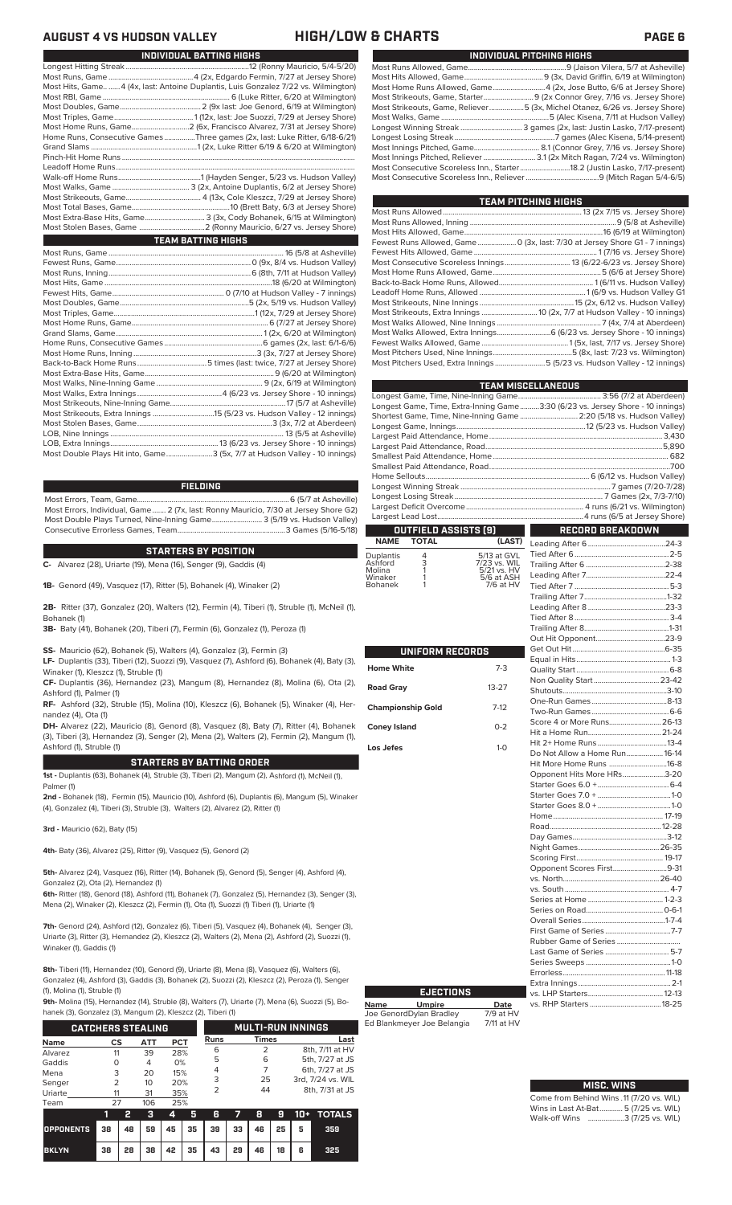# AUGUST 4 VS HUDSON VALLEY — HIGH/LOW & CHARTS

## INDIVIDUAL BATTING HIGHS

| | |
|---|---|
| Longest Hitting Streak | 12 (Ronny Mauricio, 5/4-5/20) |
| Most Runs, Game | 4 (2x, Edgardo Fermin, 7/27 at Jersey Shore) |
| Most Hits, Game | 4 (4x, last: Antoine Duplantis, Luis Gonzalez 7/22 vs. Wilmington) |
| Most RBI, Game | 6 (Luke Ritter, 6/20 at Wilmington) |
| Most Doubles, Game | 2 (9x last: Joe Genord, 6/19 at Wilmington) |
| Most Triples, Game | 1 (12x, last: Joe Suozzi, 7/29 at Jersey Shore) |
| Most Home Runs, Game | 2 (6x, Francisco Alvarez, 7/31 at Jersey Shore) |
| Home Runs, Consecutive Games | Three games (2x, last: Luke Ritter, 6/18-6/21) |
| Grand Slams | 1 (2x, Luke Ritter 6/19 & 6/20 at Wilmington) |
| Pinch-Hit Home Runs | |
| Leadoff Home Runs | |
| Walk-off Home Runs | 1 (Hayden Senger, 5/23 vs. Hudson Valley) |
| Most Walks, Game | 3 (2x, Antoine Duplantis, 6/2 at Jersey Shore) |
| Most Strikeouts, Game | 4 (13x, Cole Kleszcz, 7/29 at Jersey Shore) |
| Most Total Bases, Game | 10 (Brett Baty, 6/3 at Jersey Shore) |
| Most Extra-Base Hits, Game | 3 (3x, Cody Bohanek, 6/15 at Wilmington) |
| Most Stolen Bases, Game | 2 (Ronny Mauricio, 6/27 vs. Jersey Shore) |

## TEAM BATTING HIGHS

| | |
|---|---|
| Most Runs, Game | 16 (5/8 at Asheville) |
| Fewest Runs, Game | 0 (9x, 8/4 vs. Hudson Valley) |
| Most Runs, Inning | 6 (8th, 7/11 at Hudson Valley) |
| Most Hits, Game | 18 (6/20 at Wilmington) |
| Fewest Hits, Game | 0 (7/10 at Hudson Valley - 7 innings) |
| Most Doubles, Game | 5 (2x, 5/19 vs. Hudson Valley) |
| Most Triples, Game | 1 (12x, 7/29 at Jersey Shore) |
| Most Home Runs, Game | 6 (7/27 at Jersey Shore) |
| Grand Slams, Game | 1 (2x, 6/20 at Wilmington) |
| Home Runs, Consecutive Games | 6 games (2x, last: 6/1-6/6) |
| Most Home Runs, Inning | 3 (3x, 7/27 at Jersey Shore) |
| Back-to-Back Home Runs | 5 times (last: twice, 7/27 at Jersey Shore) |
| Most Extra-Base Hits, Game | 9 (6/20 at Wilmington) |
| Most Walks, Nine-Inning Game | 9 (2x, 6/19 at Wilmington) |
| Most Walks, Extra Innings | 4 (6/23 vs. Jersey Shore - 10 innings) |
| Most Strikeouts, Nine-Inning Game | 17 (5/7 at Asheville) |
| Most Strikeouts, Extra Innings | 15 (5/23 vs. Hudson Valley - 12 innings) |
| Most Stolen Bases, Game | 3 (3x, 7/2 at Aberdeen) |
| LOB, Nine Innings | 13 (5/5 at Asheville) |
| LOB, Extra Innings | 13 (6/23 vs. Jersey Shore - 10 innings) |
| Most Double Plays Hit into, Game | 3 (5x, 7/7 at Hudson Valley - 10 innings) |

## FIELDING

| | |
|---|---|
| Most Errors, Team, Game | 6 (5/7 at Asheville) |
| Most Errors, Individual, Game | 2 (7x, last: Ronny Mauricio, 7/30 at Jersey Shore G2) |
| Most Double Plays Turned, Nine-Inning Game | 3 (5/19 vs. Hudson Valley) |
| Consecutive Errorless Games, Team | 3 Games (5/16-5/18) |

## STARTERS BY POSITION

**C-** Alvarez (28), Uriarte (19), Mena (16), Senger (9), Gaddis (4)

**1B-** Genord (49), Vasquez (17), Ritter (5), Bohanek (4), Winaker (2)

**2B-** Ritter (37), Gonzalez (20), Walters (12), Fermin (4), Tiberi (1), Struble (1), McNeil (1), Bohanek (1)

**3B-** Baty (41), Bohanek (20), Tiberi (7), Fermin (6), Gonzalez (1), Peroza (1)

**SS-** Mauricio (62), Bohanek (5), Walters (4), Gonzalez (3), Fermin (3)

**LF-** Duplantis (33), Tiberi (12), Suozzi (9), Vasquez (7), Ashford (6), Bohanek (4), Baty (3), Winaker (1), Kleszcz (1), Struble (1)

**CF-** Duplantis (36), Hernandez (23), Mangum (8), Hernandez (8), Molina (6), Ota (2), Ashford (1), Palmer (1)

**RF-** Ashford (32), Struble (15), Molina (10), Kleszcz (6), Bohanek (5), Winaker (4), Hernandez (4), Ota (1)

**DH-** Alvarez (22), Mauricio (8), Genord (8), Vasquez (8), Baty (7), Ritter (4), Bohanek (3), Tiberi (3), Hernandez (3), Senger (2), Mena (2), Walters (2), Fermin (2), Mangum (1), Ashford (1), Struble (1)

## STARTERS BY BATTING ORDER

**1st -** Duplantis (63), Bohanek (4), Struble (3), Tiberi (2), Mangum (2), Ashford (1), McNeil (1), Palmer (1)

**2nd -** Bohanek (18), Fermin (15), Mauricio (10), Ashford (6), Duplantis (6), Mangum (5), Winaker (4), Gonzalez (4), Tiberi (3), Struble (3), Walters (2), Alvarez (2), Ritter (1)

**3rd -** Mauricio (62), Baty (15)

**4th-** Baty (36), Alvarez (25), Ritter (9), Vasquez (5), Genord (2)

**5th-** Alvarez (24), Vasquez (16), Ritter (14), Bohanek (5), Genord (5), Senger (4), Ashford (4), Gonzalez (2), Ota (2), Hernandez (1)

**6th-** Ritter (18), Genord (18), Ashford (11), Bohanek (7), Gonzalez (5), Hernandez (5), Senger (3), Mena (2), Winaker (2), Kleszcz (2), Fermin (1), Ota (1), Suozzi (1) Tiberi (1), Uriarte (1)

**7th-** Genord (24), Ashford (12), Gonzalez (6), Tiberi (5), Vasquez (4), Bohanek (4), Senger (3), Uriarte (3), Ritter (3), Hernandez (2), Kleszcz (2), Walters (2), Mena (2), Ashford (2), Suozzi (1), Winaker (1), Gaddis (1)

**8th-** Tiberi (11), Hernandez (10), Genord (9), Uriarte (8), Mena (8), Vasquez (6), Walters (6), Gonzalez (4), Ashford (3), Gaddis (3), Bohanek (2), Suozzi (2), Kleszcz (2), Peroza (1), Senger (1), Molina (1), Struble (1)

**9th-** Molina (15), Hernandez (14), Struble (8), Walters (7), Uriarte (7), Mena (6), Suozzi (5), Bohanek (3), Gonzalez (3), Mangum (2), Kleszcz (2), Tiberi (1)

## CATCHERS STEALING

| Name | CS | ATT | PCT |
|---|---|---|---|
| Alvarez | 11 | 39 | 28% |
| Gaddis | 0 | 4 | 0% |
| Mena | 3 | 20 | 15% |
| Senger | 2 | 10 | 20% |
| Uriarte | 11 | 31 | 35% |
| Team | 27 | 106 | 25% |

## MULTI-RUN INNINGS

| Runs | Times | Last |
|---|---|---|
| 6 | 2 | 8th, 7/11 at HV |
| 5 | 6 | 5th, 7/27 at JS |
| 4 | 7 | 6th, 7/27 at JS |
| 3 | 25 | 3rd, 7/24 vs. WIL |
| 2 | 44 | 8th, 7/31 at JS |

| | 1 | 2 | 3 | 4 | 5 | 6 | 7 | 8 | 9 | 10+ | TOTALS |
|---|---|---|---|---|---|---|---|---|---|---|---|
| OPPONENTS | 38 | 48 | 59 | 45 | 35 | 39 | 33 | 46 | 25 | 5 | 359 |
| BKLYN | 38 | 28 | 38 | 42 | 35 | 43 | 29 | 46 | 18 | 6 | 325 |

## INDIVIDUAL PITCHING HIGHS

| | |
|---|---|
| Most Runs Allowed, Game | 9 (Jaison Vilera, 5/7 at Asheville) |
| Most Hits Allowed, Game | 9 (3x, David Griffin, 6/19 at Wilmington) |
| Most Home Runs Allowed, Game | 4 (2x, Jose Butto, 6/6 at Jersey Shore) |
| Most Strikeouts, Game, Starter | 9 (2x Connor Grey, 7/16 vs. Jersey Shore) |
| Most Strikeouts, Game, Reliever | 5 (3x, Michel Otanez, 6/26 vs. Jersey Shore) |
| Most Walks, Game | 5 (Alec Kisena, 7/11 at Hudson Valley) |
| Longest Winning Streak | 3 games (2x, last: Justin Lasko, 7/17-present) |
| Longest Losing Streak | 7 games (Alec Kisena, 5/14-present) |
| Most Innings Pitched, Game | 8.1 (Connor Grey, 7/16 vs. Jersey Shore) |
| Most Innings Pitched, Reliever | 3.1 (2x Mitch Ragan, 7/24 vs. Wilmington) |
| Most Consecutive Scoreless Inn., Starter | 18.2 (Justin Lasko, 7/17-present) |
| Most Consecutive Scoreless Inn., Reliever | 9 (Mitch Ragan 5/4-6/5) |

## TEAM PITCHING HIGHS

| | |
|---|---|
| Most Runs Allowed | 13 (2x 7/15 vs. Jersey Shore) |
| Most Runs Allowed, Inning | 9 (5/8 at Asheville) |
| Most Hits Allowed, Game | 16 (6/19 at Wilmington) |
| Fewest Runs Allowed, Game | 0 (3x, last: 7/30 at Jersey Shore G1 - 7 innings) |
| Fewest Hits Allowed, Game | 1 (7/16 vs. Jersey Shore) |
| Most Consecutive Scoreless Innings | 13 (6/22-6/23 vs. Jersey Shore) |
| Most Home Runs Allowed, Game | 5 (6/6 at Jersey Shore) |
| Back-to-Back Home Runs, Allowed | 1 (6/11 vs. Hudson Valley) |
| Leadoff Home Runs Allowed | 1 (6/9 vs. Hudson Valley G1 |
| Most Strikeouts, Nine Innings | 15 (2x, 6/12 vs. Hudson Valley) |
| Most Strikeouts, Extra Innings | 10 (2x, 7/7 at Hudson Valley - 10 innings) |
| Most Walks Allowed, Nine Innings | 7 (4x, 7/4 at Aberdeen) |
| Most Walks Allowed, Extra Innings | 6 (6/23 vs. Jersey Shore - 10 innings) |
| Fewest Walks Allowed, Game | 1 (5x, last: 7/17 vs. Jersey Shore) |
| Most Pitchers Used, Nine Innings | 5 (8x, last: 7/23 vs. Wilmington) |
| Most Pitchers Used, Extra Innings | 5 (5/23 vs. Hudson Valley - 12 innings) |

## TEAM MISCELLANEOUS

| | |
|---|---|
| Longest Game, Time, Nine-Inning Game | 3:56 (7/2 at Aberdeen) |
| Longest Game, Time, Extra-Inning Game | 3:30 (6/23 vs. Jersey Shore - 10 innings) |
| Shortest Game, Time, Nine-Inning Game | 2:20 (5/18 vs. Hudson Valley) |
| Longest Game, Innings | 12 (5/23 vs. Hudson Valley) |
| Largest Paid Attendance, Home | 3,430 |
| Largest Paid Attendance, Road | 5,890 |
| Smallest Paid Attendance, Home | 682 |
| Smallest Paid Attendance, Road | 700 |
| Home Sellouts | 6 (6/12 vs. Hudson Valley) |
| Longest Winning Streak | 7 games (7/20-7/28) |
| Longest Losing Streak | 7 Games (2x, 7/3-7/10) |
| Largest Deficit Overcome | 4 runs (6/21 vs. Wilmington) |
| Largest Lead Lost | 4 runs (6/5 at Jersey Shore) |

## OUTFIELD ASSISTS (9)

| NAME | TOTAL | (LAST) |
|---|---|---|
| Duplantis | 4 | 5/13 at GVL |
| Ashford | 3 | 7/23 vs. WIL |
| Molina | 1 | 5/21 vs. HV |
| Winaker | 1 | 5/6 at ASH |
| Bohanek | 1 | 7/6 at HV |

## UNIFORM RECORDS

| | |
|---|---|
| Home White | 7-3 |
| Road Gray | 13-27 |
| Championship Gold | 7-12 |
| Coney Island | 0-2 |
| Los Jefes | 1-0 |

## EJECTIONS

| Name | Umpire | Date |
|---|---|---|
| Joe Genord | Dylan Bradley | 7/9 at HV |
| Ed Blankmeyer | Joe Belangia | 7/11 at HV |

## RECORD BREAKDOWN

| | |
|---|---|
| Leading After 6 | 24-3 |
| Tied After 6 | 2-5 |
| Trailing After 6 | 2-38 |
| Leading After 7 | 22-4 |
| Tied After 7 | 5-3 |
| Trailing After 7 | 1-32 |
| Leading After 8 | 23-3 |
| Tied After 8 | 3-4 |
| Trailing After 8 | 1-31 |
| Out Hit Opponent | 23-9 |
| Get Out Hit | 6-35 |
| Equal in Hits | 1-3 |
| Quality Start | 6-8 |
| Non Quality Start | 23-42 |
| Shutouts | 3-10 |
| One-Run Games | 8-13 |
| Two-Run Games | 6-6 |
| Score 4 or More Runs | 26-13 |
| Hit a Home Run | 21-24 |
| Hit 2+ Home Runs | 13-4 |
| Do Not Allow a Home Run | 16-14 |
| Hit More Home Runs | 16-8 |
| Opponent Hits More HRs | 3-20 |
| Starter Goes 6.0 + | 6-4 |
| Starter Goes 7.0 + | 1-0 |
| Starter Goes 8.0 + | 1-0 |
| Home | 17-19 |
| Road | 12-28 |
| Day Games | 3-12 |
| Night Games | 26-35 |
| Scoring First | 19-17 |
| Opponent Scores First | 9-31 |
| vs. North | 26-40 |
| vs. South | 4-7 |
| Series at Home | 1-2-3 |
| Series on Road | 0-6-1 |
| Overall Series | 1-7-4 |
| First Game of Series | 7-7 |
| Rubber Game of Series | |
| Last Game of Series | 5-7 |
| Series Sweeps | 1-0 |
| Errorless | 11-18 |
| Extra Innings | 2-1 |
| vs. LHP Starters | 12-13 |
| vs. RHP Starters | 18-25 |

## MISC. WINS

| | |
|---|---|
| Come from Behind Wins | 11 (7/20 vs. WIL) |
| Wins in Last At-Bat | 5 (7/25 vs. WIL) |
| Walk-off Wins | 3 (7/25 vs. WIL) |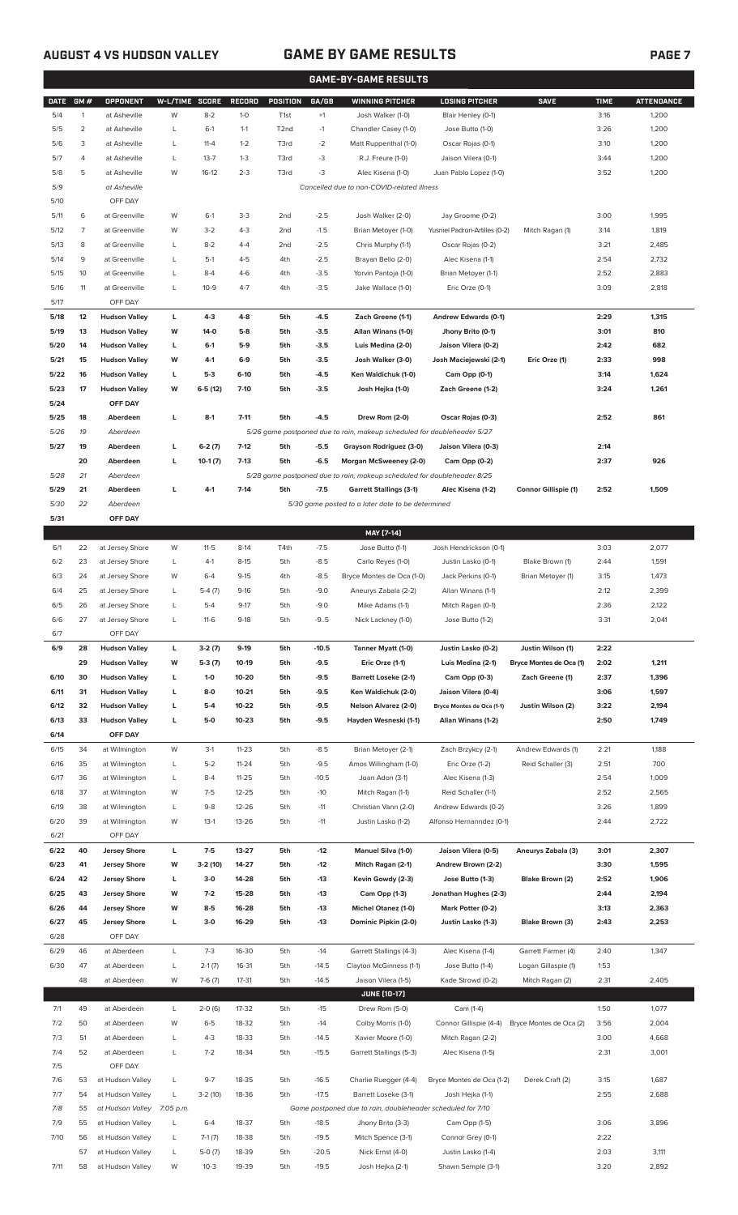## AUGUST 4 VS HUDSON VALLEY — GAME BY GAME RESULTS

### GAME-BY-GAME RESULTS

| DATE | GM # | OPPONENT | W-L/TIME | SCORE | RECORD | POSITION | GA/GB | WINNING PITCHER | LOSING PITCHER | SAVE | TIME | ATTENDANCE |
|---|---|---|---|---|---|---|---|---|---|---|---|---|
| 5/4 | 1 | at Asheville | W | 8-2 | 1-0 | T1st | +1 | Josh Walker (1-0) | Blair Henley (0-1) | | 3:16 | 1,200 |
| 5/5 | 2 | at Asheville | L | 6-1 | 1-1 | T2nd | -1 | Chandler Casey (1-0) | Jose Butto (1-0) | | 3:26 | 1,200 |
| 5/6 | 3 | at Asheville | L | 11-4 | 1-2 | T3rd | -2 | Matt Ruppenthal (1-0) | Oscar Rojas (0-1) | | 3:10 | 1,200 |
| 5/7 | 4 | at Asheville | L | 13-7 | 1-3 | T3rd | -3 | R.J. Freure (1-0) | Jaison Vilera (0-1) | | 3:44 | 1,200 |
| 5/8 | 5 | at Asheville | W | 16-12 | 2-3 | T3rd | -3 | Alec Kisena (1-0) | Juan Pablo Lopez (1-0) | | 3:52 | 1,200 |
| 5/9 | | at Asheville | | | | | | Cancelled due to non-COVID-related illness | | | | |
| 5/10 | | OFF DAY | | | | | | | | | | |
| 5/11 | 6 | at Greenville | W | 6-1 | 3-3 | 2nd | -2.5 | Josh Walker (2-0) | Jay Groome (0-2) | | 3:00 | 1,995 |
| 5/12 | 7 | at Greenville | W | 3-2 | 4-3 | 2nd | -1.5 | Brian Metoyer (1-0) | Yusniel Padron-Artilles (0-2) | Mitch Ragan (1) | 3:14 | 1,819 |
| 5/13 | 8 | at Greenville | L | 8-2 | 4-4 | 2nd | -2.5 | Chris Murphy (1-1) | Oscar Rojas (0-2) | | 3:21 | 2,485 |
| 5/14 | 9 | at Greenville | L | 5-1 | 4-5 | 4th | -2.5 | Brayan Bello (2-0) | Alec Kisena (1-1) | | 2:54 | 2,732 |
| 5/15 | 10 | at Greenville | L | 8-4 | 4-6 | 4th | -3.5 | Yorvin Pantoja (1-0) | Brian Metoyer (1-1) | | 2:52 | 2,883 |
| 5/16 | 11 | at Greenville | L | 10-9 | 4-7 | 4th | -3.5 | Jake Wallace (1-0) | Eric Orze (0-1) | | 3:09 | 2,818 |
| 5/17 | | OFF DAY | | | | | | | | | | |
| **5/18** | **12** | **Hudson Valley** | **L** | **4-3** | **4-8** | **5th** | **-4.5** | **Zach Greene (1-1)** | **Andrew Edwards (0-1)** | | **2:29** | **1,315** |
| **5/19** | **13** | **Hudson Valley** | **W** | **14-0** | **5-8** | **5th** | **-3.5** | **Allan Winans (1-0)** | **Jhony Brito (0-1)** | | **3:01** | **810** |
| **5/20** | **14** | **Hudson Valley** | **L** | **6-1** | **5-9** | **5th** | **-3.5** | **Luis Medina (2-0)** | **Jaison Vilera (0-2)** | | **2:42** | **682** |
| **5/21** | **15** | **Hudson Valley** | **W** | **4-1** | **6-9** | **5th** | **-3.5** | **Josh Walker (3-0)** | **Josh Maciejewski (2-1)** | **Eric Orze (1)** | **2:33** | **998** |
| **5/22** | **16** | **Hudson Valley** | **L** | **5-3** | **6-10** | **5th** | **-4.5** | **Ken Waldichuk (1-0)** | **Cam Opp (0-1)** | | **3:14** | **1,624** |
| **5/23** | **17** | **Hudson Valley** | **W** | **6-5 (12)** | **7-10** | **5th** | **-3.5** | **Josh Hejka (1-0)** | **Zach Greene (1-2)** | | **3:24** | **1,261** |
| **5/24** | | **OFF DAY** | | | | | | | | | | |
| **5/25** | **18** | **Aberdeen** | **L** | **8-1** | **7-11** | **5th** | **-4.5** | **Drew Rom (2-0)** | **Oscar Rojas (0-3)** | | **2:52** | **861** |
| *5/26* | *19* | *Aberdeen* | | | | | | *5/26 game postponed due to rain, makeup scheduled for doubleheader 5/27* | | | | |
| **5/27** | **19** | **Aberdeen** | **L** | **6-2 (7)** | **7-12** | **5th** | **-5.5** | **Grayson Rodriguez (3-0)** | **Jaison Vilera (0-3)** | | **2:14** | |
| | **20** | **Aberdeen** | **L** | **10-1 (7)** | **7-13** | **5th** | **-6.5** | **Morgan McSweeney (2-0)** | **Cam Opp (0-2)** | | **2:37** | **926** |
| *5/28* | *21* | *Aberdeen* | | | | | | *5/28 game postponed due to rain, makeup scheduled for doubleheader 8/25* | | | | |
| **5/29** | **21** | **Aberdeen** | **L** | **4-1** | **7-14** | **5th** | **-7.5** | **Garrett Stallings (3-1)** | **Alec Kisena (1-2)** | **Connor Gillispie (1)** | **2:52** | **1,509** |
| *5/30* | *22* | *Aberdeen* | | | | | | *5/30 game posted to a later date to be determined* | | | | |
| **5/31** | | **OFF DAY** | | | | | | | | | | |
| | | | | | | | | **MAY [7-14]** | | | | |
| 6/1 | 22 | at Jersey Shore | W | 11-5 | 8-14 | T4th | -7.5 | Jose Butto (1-1) | Josh Hendrickson (0-1) | | 3:03 | 2,077 |
| 6/2 | 23 | at Jersey Shore | L | 4-1 | 8-15 | 5th | -8.5 | Carlo Reyes (1-0) | Justin Lasko (0-1) | Blake Brown (1) | 2:44 | 1,591 |
| 6/3 | 24 | at Jersey Shore | W | 6-4 | 9-15 | 4th | -8.5 | Bryce Montes de Oca (1-0) | Jack Perkins (0-1) | Brian Metoyer (1) | 3:15 | 1,473 |
| 6/4 | 25 | at Jersey Shore | L | 5-4 (7) | 9-16 | 5th | -9.0 | Aneurys Zabala (2-2) | Allan Winans (1-1) | | 2:12 | 2,399 |
| 6/5 | 26 | at Jersey Shore | L | 5-4 | 9-17 | 5th | -9.0 | Mike Adams (1-1) | Mitch Ragan (0-1) | | 2:36 | 2,122 |
| 6/6 | 27 | at Jersey Shore | L | 11-6 | 9-18 | 5th | -9..5 | Nick Lackney (1-0) | Jose Butto (1-2) | | 3:31 | 2,041 |
| 6/7 | | OFF DAY | | | | | | | | | | |
| **6/9** | **28** | **Hudson Valley** | **L** | **3-2 (7)** | **9-19** | **5th** | **-10.5** | **Tanner Myatt (1-0)** | **Justin Lasko (0-2)** | **Justin Wilson (1)** | **2:22** | |
| | **29** | **Hudson Valley** | **W** | **5-3 (7)** | **10-19** | **5th** | **-9.5** | **Eric Orze (1-1)** | **Luis Medina (2-1)** | **Bryce Montes de Oca (1)** | **2:02** | **1,211** |
| **6/10** | **30** | **Hudson Valley** | **L** | **1-0** | **10-20** | **5th** | **-9.5** | **Barrett Loseke (2-1)** | **Cam Opp (0-3)** | **Zach Greene (1)** | **2:37** | **1,396** |
| **6/11** | **31** | **Hudson Valley** | **L** | **8-0** | **10-21** | **5th** | **-9.5** | **Ken Waldichuk (2-0)** | **Jaison Vilera (0-4)** | | **3:06** | **1,597** |
| **6/12** | **32** | **Hudson Valley** | **L** | **5-4** | **10-22** | **5th** | **-9.5** | **Nelson Alvarez (2-0)** | **Bryce Montes de Oca (1-1)** | **Justin Wilson (2)** | **3:22** | **2,194** |
| **6/13** | **33** | **Hudson Valley** | **L** | **5-0** | **10-23** | **5th** | **-9.5** | **Hayden Wesneski (1-1)** | **Allan Winans (1-2)** | | **2:50** | **1,749** |
| **6/14** | | **OFF DAY** | | | | | | | | | | |
| 6/15 | 34 | at Wilmington | W | 3-1 | 11-23 | 5th | -8.5 | Brian Metoyer (2-1) | Zach Brzykcy (2-1) | Andrew Edwards (1) | 2:21 | 1,188 |
| 6/16 | 35 | at Wilmington | L | 5-2 | 11-24 | 5th | -9.5 | Amos Willingham (1-0) | Eric Orze (1-2) | Reid Schaller (3) | 2:51 | 700 |
| 6/17 | 36 | at Wilmington | L | 8-4 | 11-25 | 5th | -10.5 | Joan Adon (3-1) | Alec Kisena (1-3) | | 2:54 | 1,009 |
| 6/18 | 37 | at Wilmington | W | 7-5 | 12-25 | 5th | -10 | Mitch Ragan (1-1) | Reid Schaller (1-1) | | 2:52 | 2,565 |
| 6/19 | 38 | at Wilmington | L | 9-8 | 12-26 | 5th | -11 | Christian Vann (2-0) | Andrew Edwards (0-2) | | 3:26 | 1,899 |
| 6/20 | 39 | at Wilmington | W | 13-1 | 13-26 | 5th | -11 | Justin Lasko (1-2) | Alfonso Hernanndez (0-1) | | 2:44 | 2,722 |
| 6/21 | | OFF DAY | | | | | | | | | | |
| **6/22** | **40** | **Jersey Shore** | **L** | **7-5** | **13-27** | **5th** | **-12** | **Manuel Silva (1-0)** | **Jaison Vilera (0-5)** | **Aneurys Zabala (3)** | **3:01** | **2,307** |
| **6/23** | **41** | **Jersey Shore** | **W** | **3-2 (10)** | **14-27** | **5th** | **-12** | **Mitch Ragan (2-1)** | **Andrew Brown (2-2)** | | **3:30** | **1,595** |
| **6/24** | **42** | **Jersey Shore** | **L** | **3-0** | **14-28** | **5th** | **-13** | **Kevin Gowdy (2-3)** | **Jose Butto (1-3)** | **Blake Brown (2)** | **2:52** | **1,906** |
| **6/25** | **43** | **Jersey Shore** | **W** | **7-2** | **15-28** | **5th** | **-13** | **Cam Opp (1-3)** | **Jonathan Hughes (2-3)** | | **2:44** | **2,194** |
| **6/26** | **44** | **Jersey Shore** | **W** | **8-5** | **16-28** | **5th** | **-13** | **Michel Otanez (1-0)** | **Mark Potter (0-2)** | | **3:13** | **2,363** |
| **6/27** | **45** | **Jersey Shore** | **L** | **3-0** | **16-29** | **5th** | **-13** | **Dominic Pipkin (2-0)** | **Justin Lasko (1-3)** | **Blake Brown (3)** | **2:43** | **2,253** |
| 6/28 | | OFF DAY | | | | | | | | | | |
| 6/29 | 46 | at Aberdeen | L | 7-3 | 16-30 | 5th | -14 | Garrett Stallings (4-3) | Alec Kisena (1-4) | Garrett Farmer (4) | 2:40 | 1,347 |
| 6/30 | 47 | at Aberdeen | L | 2-1 (7) | 16-31 | 5th | -14.5 | Clayton McGinness (1-1) | Jose Butto (1-4) | Logan Gillaspie (1) | 1:53 | |
| | 48 | at Aberdeen | W | 7-6 (7) | 17-31 | 5th | -14.5 | Jaison Vilera (1-5) | Kade Strowd (0-2) | Mitch Ragan (2) | 2:31 | 2,405 |
| | | | | | | | | **JUNE [10-17]** | | | | |
| 7/1 | 49 | at Aberdeen | L | 2-0 (6) | 17-32 | 5th | -15 | Drew Rom (5-0) | Cam (1-4) | | 1:50 | 1,077 |
| 7/2 | 50 | at Aberdeen | W | 6-5 | 18-32 | 5th | -14 | Colby Morris (1-0) | Connor Gillispie (4-4) | Bryce Montes de Oca (2) | 3:56 | 2,004 |
| 7/3 | 51 | at Aberdeen | L | 4-3 | 18-33 | 5th | -14.5 | Xavier Moore (1-0) | Mitch Ragan (2-2) | | 3:00 | 4,668 |
| 7/4 | 52 | at Aberdeen | L | 7-2 | 18-34 | 5th | -15.5 | Garrett Stallings (5-3) | Alec Kisena (1-5) | | 2:31 | 3,001 |
| 7/5 | | OFF DAY | | | | | | | | | | |
| 7/6 | 53 | at Hudson Valley | L | 9-7 | 18-35 | 5th | -16.5 | Charlie Ruegger (4-4) | Bryce Montes de Oca (1-2) | Derek Craft (2) | 3:15 | 1,687 |
| 7/7 | 54 | at Hudson Valley | L | 3-2 (10) | 18-36 | 5th | -17.5 | Barrett Loseke (3-1) | Josh Hejka (1-1) | | 2:55 | 2,688 |
| *7/8* | *55* | *at Hudson Valley* | *7:05 p.m.* | | | | | *Game postponed due to rain, doubleheader scheduled for 7/10* | | | | |
| 7/9 | 55 | at Hudson Valley | L | 6-4 | 18-37 | 5th | -18.5 | Jhony Brito (3-3) | Cam Opp (1-5) | | 3:06 | 3,896 |
| 7/10 | 56 | at Hudson Valley | L | 7-1 (7) | 18-38 | 5th | -19.5 | Mitch Spence (3-1) | Connor Grey (0-1) | | 2:22 | |
| | 57 | at Hudson Valley | L | 5-0 (7) | 18-39 | 5th | -20.5 | Nick Ernst (4-0) | Justin Lasko (1-4) | | 2:03 | 3,111 |
| 7/11 | 58 | at Hudson Valley | W | 10-3 | 19-39 | 5th | -19.5 | Josh Hejka (2-1) | Shawn Semple (3-1) | | 3:20 | 2,892 |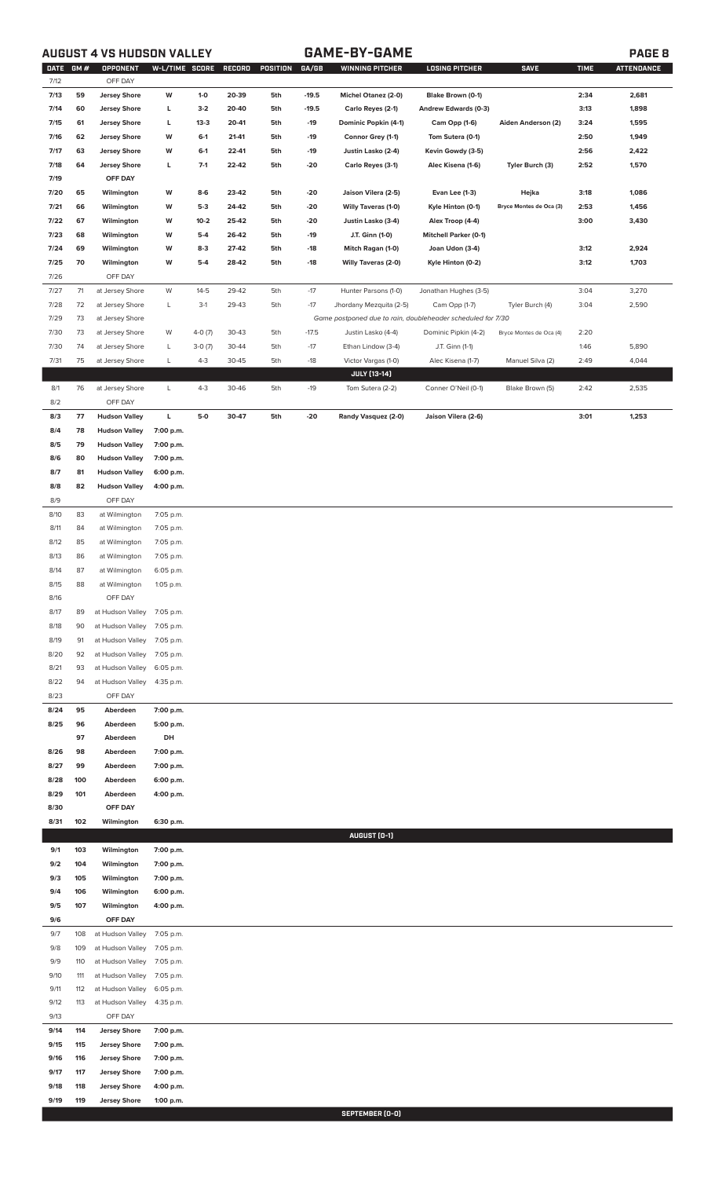## AUGUST 4 VS HUDSON VALLEY — GAME-BY-GAME

| DATE | GM # | OPPONENT | W-L/TIME | SCORE | RECORD | POSITION | GA/GB | WINNING PITCHER | LOSING PITCHER | SAVE | TIME | ATTENDANCE |
|---|---|---|---|---|---|---|---|---|---|---|---|---|
| 7/12 | | OFF DAY | | | | | | | | | | |
| 7/13 | 59 | Jersey Shore | W | 1-0 | 20-39 | 5th | -19.5 | Michel Otanez (2-0) | Blake Brown (0-1) | | 2:34 | 2,681 |
| 7/14 | 60 | Jersey Shore | L | 3-2 | 20-40 | 5th | -19.5 | Carlo Reyes (2-1) | Andrew Edwards (0-3) | | 3:13 | 1,898 |
| 7/15 | 61 | Jersey Shore | L | 13-3 | 20-41 | 5th | -19 | Dominic Popkin (4-1) | Cam Opp (1-6) | Aiden Anderson (2) | 3:24 | 1,595 |
| 7/16 | 62 | Jersey Shore | W | 6-1 | 21-41 | 5th | -19 | Connor Grey (1-1) | Tom Sutera (0-1) | | 2:50 | 1,949 |
| 7/17 | 63 | Jersey Shore | W | 6-1 | 22-41 | 5th | -19 | Justin Lasko (2-4) | Kevin Gowdy (3-5) | | 2:56 | 2,422 |
| 7/18 | 64 | Jersey Shore | L | 7-1 | 22-42 | 5th | -20 | Carlo Reyes (3-1) | Alec Kisena (1-6) | Tyler Burch (3) | 2:52 | 1,570 |
| 7/19 | | OFF DAY | | | | | | | | | | |
| 7/20 | 65 | Wilmington | W | 8-6 | 23-42 | 5th | -20 | Jaison Vilera (2-5) | Evan Lee (1-3) | Hejka | 3:18 | 1,086 |
| 7/21 | 66 | Wilmington | W | 5-3 | 24-42 | 5th | -20 | Willy Taveras (1-0) | Kyle Hinton (0-1) | Bryce Montes de Oca (3) | 2:53 | 1,456 |
| 7/22 | 67 | Wilmington | W | 10-2 | 25-42 | 5th | -20 | Justin Lasko (3-4) | Alex Troop (4-4) | | 3:00 | 3,430 |
| 7/23 | 68 | Wilmington | W | 5-4 | 26-42 | 5th | -19 | J.T. Ginn (1-0) | Mitchell Parker (0-1) | | | |
| 7/24 | 69 | Wilmington | W | 8-3 | 27-42 | 5th | -18 | Mitch Ragan (1-0) | Joan Udon (3-4) | | 3:12 | 2,924 |
| 7/25 | 70 | Wilmington | W | 5-4 | 28-42 | 5th | -18 | Willy Taveras (2-0) | Kyle Hinton (0-2) | | 3:12 | 1,703 |
| 7/26 | | OFF DAY | | | | | | | | | | |
| 7/27 | 71 | at Jersey Shore | W | 14-5 | 29-42 | 5th | -17 | Hunter Parsons (1-0) | Jonathan Hughes (3-5) | | 3:04 | 3,270 |
| 7/28 | 72 | at Jersey Shore | L | 3-1 | 29-43 | 5th | -17 | Jhordany Mezquita (2-5) | Cam Opp (1-7) | Tyler Burch (4) | 3:04 | 2,590 |
| 7/29 | 73 | at Jersey Shore | | | | | | *Game postponed due to rain, doubleheader scheduled for 7/30* | | | | |
| 7/30 | 73 | at Jersey Shore | W | 4-0 (7) | 30-43 | 5th | -17.5 | Justin Lasko (4-4) | Dominic Pipkin (4-2) | Bryce Montes de Oca (4) | 2:20 | |
| 7/30 | 74 | at Jersey Shore | L | 3-0 (7) | 30-44 | 5th | -17 | Ethan Lindow (3-4) | J.T. Ginn (1-1) | | 1:46 | 5,890 |
| 7/31 | 75 | at Jersey Shore | L | 4-3 | 30-45 | 5th | -18 | Victor Vargas (1-0) | Alec Kisena (1-7) | Manuel Silva (2) | 2:49 | 4,044 |
| | | | | | | | | **JULY (13-14)** | | | | |
| 8/1 | 76 | at Jersey Shore | L | 4-3 | 30-46 | 5th | -19 | Tom Sutera (2-2) | Conner O'Neil (0-1) | Blake Brown (5) | 2:42 | 2,535 |
| 8/2 | | OFF DAY | | | | | | | | | | |
| 8/3 | 77 | Hudson Valley | L | 5-0 | 30-47 | 5th | -20 | Randy Vasquez (2-0) | Jaison Vilera (2-6) | | 3:01 | 1,253 |
| 8/4 | 78 | Hudson Valley | 7:00 p.m. | | | | | | | | | |
| 8/5 | 79 | Hudson Valley | 7:00 p.m. | | | | | | | | | |
| 8/6 | 80 | Hudson Valley | 7:00 p.m. | | | | | | | | | |
| 8/7 | 81 | Hudson Valley | 6:00 p.m. | | | | | | | | | |
| 8/8 | 82 | Hudson Valley | 4:00 p.m. | | | | | | | | | |
| 8/9 | | OFF DAY | | | | | | | | | | |
| 8/10 | 83 | at Wilmington | 7:05 p.m. | | | | | | | | | |
| 8/11 | 84 | at Wilmington | 7:05 p.m. | | | | | | | | | |
| 8/12 | 85 | at Wilmington | 7:05 p.m. | | | | | | | | | |
| 8/13 | 86 | at Wilmington | 7:05 p.m. | | | | | | | | | |
| 8/14 | 87 | at Wilmington | 6:05 p.m. | | | | | | | | | |
| 8/15 | 88 | at Wilmington | 1:05 p.m. | | | | | | | | | |
| 8/16 | | OFF DAY | | | | | | | | | | |
| 8/17 | 89 | at Hudson Valley | 7:05 p.m. | | | | | | | | | |
| 8/18 | 90 | at Hudson Valley | 7:05 p.m. | | | | | | | | | |
| 8/19 | 91 | at Hudson Valley | 7:05 p.m. | | | | | | | | | |
| 8/20 | 92 | at Hudson Valley | 7:05 p.m. | | | | | | | | | |
| 8/21 | 93 | at Hudson Valley | 6:05 p.m. | | | | | | | | | |
| 8/22 | 94 | at Hudson Valley | 4:35 p.m. | | | | | | | | | |
| 8/23 | | OFF DAY | | | | | | | | | | |
| 8/24 | 95 | Aberdeen | 7:00 p.m. | | | | | | | | | |
| 8/25 | 96 | Aberdeen | 5:00 p.m. | | | | | | | | | |
| | 97 | Aberdeen | DH | | | | | | | | | |
| 8/26 | 98 | Aberdeen | 7:00 p.m. | | | | | | | | | |
| 8/27 | 99 | Aberdeen | 7:00 p.m. | | | | | | | | | |
| 8/28 | 100 | Aberdeen | 6:00 p.m. | | | | | | | | | |
| 8/29 | 101 | Aberdeen | 4:00 p.m. | | | | | | | | | |
| 8/30 | | OFF DAY | | | | | | | | | | |
| 8/31 | 102 | Wilmington | 6:30 p.m. | | | | | | | | | |
| | | | | | | | | **AUGUST (0-1)** | | | | |
| 9/1 | 103 | Wilmington | 7:00 p.m. | | | | | | | | | |
| 9/2 | 104 | Wilmington | 7:00 p.m. | | | | | | | | | |
| 9/3 | 105 | Wilmington | 7:00 p.m. | | | | | | | | | |
| 9/4 | 106 | Wilmington | 6:00 p.m. | | | | | | | | | |
| 9/5 | 107 | Wilmington | 4:00 p.m. | | | | | | | | | |
| 9/6 | | OFF DAY | | | | | | | | | | |
| 9/7 | 108 | at Hudson Valley | 7:05 p.m. | | | | | | | | | |
| 9/8 | 109 | at Hudson Valley | 7:05 p.m. | | | | | | | | | |
| 9/9 | 110 | at Hudson Valley | 7:05 p.m. | | | | | | | | | |
| 9/10 | 111 | at Hudson Valley | 7:05 p.m. | | | | | | | | | |
| 9/11 | 112 | at Hudson Valley | 6:05 p.m. | | | | | | | | | |
| 9/12 | 113 | at Hudson Valley | 4:35 p.m. | | | | | | | | | |
| 9/13 | | OFF DAY | | | | | | | | | | |
| 9/14 | 114 | Jersey Shore | 7:00 p.m. | | | | | | | | | |
| 9/15 | 115 | Jersey Shore | 7:00 p.m. | | | | | | | | | |
| 9/16 | 116 | Jersey Shore | 7:00 p.m. | | | | | | | | | |
| 9/17 | 117 | Jersey Shore | 7:00 p.m. | | | | | | | | | |
| 9/18 | 118 | Jersey Shore | 4:00 p.m. | | | | | | | | | |
| 9/19 | 119 | Jersey Shore | 1:00 p.m. | | | | | | | | | |
| | | | | | | | | **SEPTEMBER (0-0)** | | | | |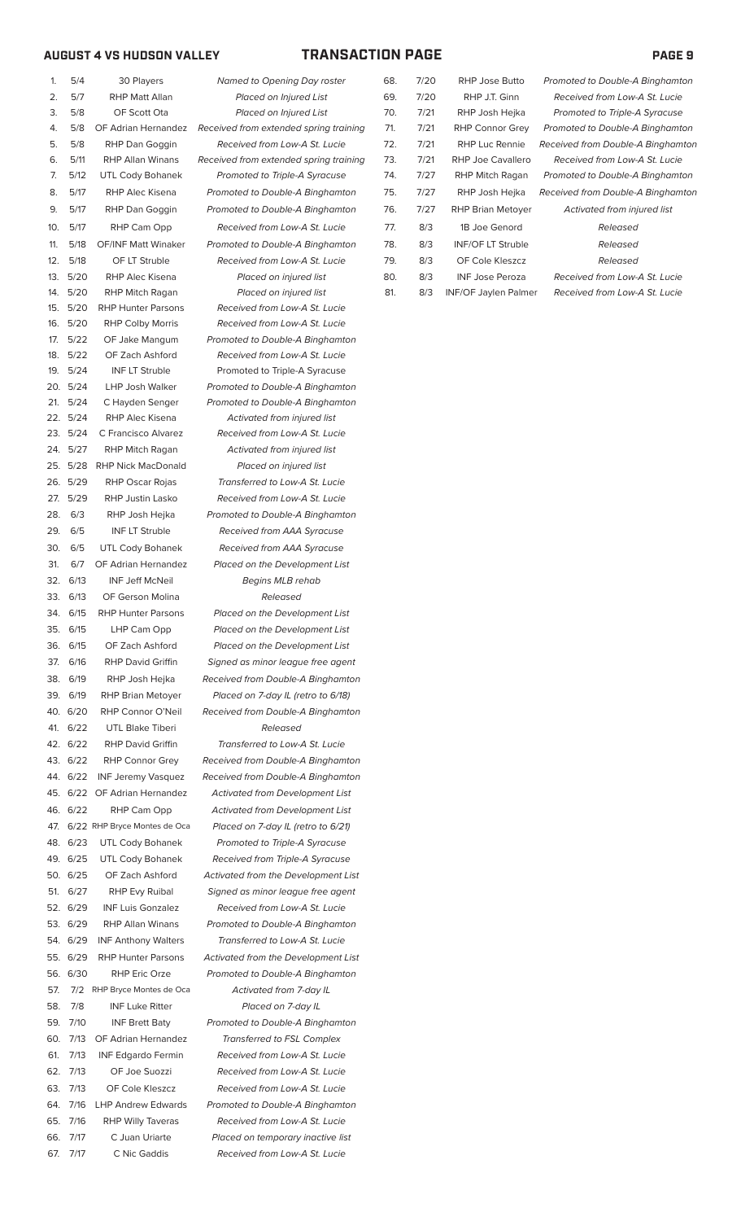## TRANSACTION PAGE

| | | | |
|---|---|---|---|
| 1. | 5/4 | 30 Players | *Named to Opening Day roster* |
| 2. | 5/7 | RHP Matt Allan | *Placed on Injured List* |
| 3. | 5/8 | OF Scott Ota | *Placed on Injured List* |
| 4. | 5/8 | OF Adrian Hernandez | *Received from extended spring training* |
| 5. | 5/8 | RHP Dan Goggin | *Received from Low-A St. Lucie* |
| 6. | 5/11 | RHP Allan Winans | *Received from extended spring training* |
| 7. | 5/12 | UTL Cody Bohanek | *Promoted to Triple-A Syracuse* |
| 8. | 5/17 | RHP Alec Kisena | *Promoted to Double-A Binghamton* |
| 9. | 5/17 | RHP Dan Goggin | *Promoted to Double-A Binghamton* |
| 10. | 5/17 | RHP Cam Opp | *Received from Low-A St. Lucie* |
| 11. | 5/18 | OF/INF Matt Winaker | *Promoted to Double-A Binghamton* |
| 12. | 5/18 | OF LT Struble | *Received from Low-A St. Lucie* |
| 13. | 5/20 | RHP Alec Kisena | *Placed on injured list* |
| 14. | 5/20 | RHP Mitch Ragan | *Placed on injured list* |
| 15. | 5/20 | RHP Hunter Parsons | *Received from Low-A St. Lucie* |
| 16. | 5/20 | RHP Colby Morris | *Received from Low-A St. Lucie* |
| 17. | 5/22 | OF Jake Mangum | *Promoted to Double-A Binghamton* |
| 18. | 5/22 | OF Zach Ashford | *Received from Low-A St. Lucie* |
| 19. | 5/24 | INF LT Struble | Promoted to Triple-A Syracuse |
| 20. | 5/24 | LHP Josh Walker | *Promoted to Double-A Binghamton* |
| 21. | 5/24 | C Hayden Senger | *Promoted to Double-A Binghamton* |
| 22. | 5/24 | RHP Alec Kisena | *Activated from injured list* |
| 23. | 5/24 | C Francisco Alvarez | *Received from Low-A St. Lucie* |
| 24. | 5/27 | RHP Mitch Ragan | *Activated from injured list* |
| 25. | 5/28 | RHP Nick MacDonald | *Placed on injured list* |
| 26. | 5/29 | RHP Oscar Rojas | *Transferred to Low-A St. Lucie* |
| 27. | 5/29 | RHP Justin Lasko | *Received from Low-A St. Lucie* |
| 28. | 6/3 | RHP Josh Hejka | *Promoted to Double-A Binghamton* |
| 29. | 6/5 | INF LT Struble | *Received from AAA Syracuse* |
| 30. | 6/5 | UTL Cody Bohanek | *Received from AAA Syracuse* |
| 31. | 6/7 | OF Adrian Hernandez | *Placed on the Development List* |
| 32. | 6/13 | INF Jeff McNeil | *Begins MLB rehab* |
| 33. | 6/13 | OF Gerson Molina | *Released* |
| 34. | 6/15 | RHP Hunter Parsons | *Placed on the Development List* |
| 35. | 6/15 | LHP Cam Opp | *Placed on the Development List* |
| 36. | 6/15 | OF Zach Ashford | *Placed on the Development List* |
| 37. | 6/16 | RHP David Griffin | *Signed as minor league free agent* |
| 38. | 6/19 | RHP Josh Hejka | *Received from Double-A Binghamton* |
| 39. | 6/19 | RHP Brian Metoyer | *Placed on 7-day IL (retro to 6/18)* |
| 40. | 6/20 | RHP Connor O'Neil | *Received from Double-A Binghamton* |
| 41. | 6/22 | UTL Blake Tiberi | *Released* |
| 42. | 6/22 | RHP David Griffin | *Transferred to Low-A St. Lucie* |
| 43. | 6/22 | RHP Connor Grey | *Received from Double-A Binghamton* |
| 44. | 6/22 | INF Jeremy Vasquez | *Received from Double-A Binghamton* |
| 45. | 6/22 | OF Adrian Hernandez | *Activated from Development List* |
| 46. | 6/22 | RHP Cam Opp | *Activated from Development List* |
| 47. | 6/22 | RHP Bryce Montes de Oca | *Placed on 7-day IL (retro to 6/21)* |
| 48. | 6/23 | UTL Cody Bohanek | *Promoted to Triple-A Syracuse* |
| 49. | 6/25 | UTL Cody Bohanek | *Received from Triple-A Syracuse* |
| 50. | 6/25 | OF Zach Ashford | *Activated from the Development List* |
| 51. | 6/27 | RHP Evy Ruibal | *Signed as minor league free agent* |
| 52. | 6/29 | INF Luis Gonzalez | *Received from Low-A St. Lucie* |
| 53. | 6/29 | RHP Allan Winans | *Promoted to Double-A Binghamton* |
| 54. | 6/29 | INF Anthony Walters | *Transferred to Low-A St. Lucie* |
| 55. | 6/29 | RHP Hunter Parsons | *Activated from the Development List* |
| 56. | 6/30 | RHP Eric Orze | *Promoted to Double-A Binghamton* |
| 57. | 7/2 | RHP Bryce Montes de Oca | *Activated from 7-day IL* |
| 58. | 7/8 | INF Luke Ritter | *Placed on 7-day IL* |
| 59. | 7/10 | INF Brett Baty | *Promoted to Double-A Binghamton* |
| 60. | 7/13 | OF Adrian Hernandez | *Transferred to FSL Complex* |
| 61. | 7/13 | INF Edgardo Fermin | *Received from Low-A St. Lucie* |
| 62. | 7/13 | OF Joe Suozzi | *Received from Low-A St. Lucie* |
| 63. | 7/13 | OF Cole Kleszcz | *Received from Low-A St. Lucie* |
| 64. | 7/16 | LHP Andrew Edwards | *Promoted to Double-A Binghamton* |
| 65. | 7/16 | RHP Willy Taveras | *Received from Low-A St. Lucie* |
| 66. | 7/17 | C Juan Uriarte | *Placed on temporary inactive list* |
| 67. | 7/17 | C Nic Gaddis | *Received from Low-A St. Lucie* |
| 68. | 7/20 | RHP Jose Butto | *Promoted to Double-A Binghamton* |
| 69. | 7/20 | RHP J.T. Ginn | *Received from Low-A St. Lucie* |
| 70. | 7/21 | RHP Josh Hejka | *Promoted to Triple-A Syracuse* |
| 71. | 7/21 | RHP Connor Grey | *Promoted to Double-A Binghamton* |
| 72. | 7/21 | RHP Luc Rennie | *Received from Double-A Binghamton* |
| 73. | 7/21 | RHP Joe Cavallero | *Received from Low-A St. Lucie* |
| 74. | 7/27 | RHP Mitch Ragan | *Promoted to Double-A Binghamton* |
| 75. | 7/27 | RHP Josh Hejka | *Received from Double-A Binghamton* |
| 76. | 7/27 | RHP Brian Metoyer | *Activated from injured list* |
| 77. | 8/3 | 1B Joe Genord | *Released* |
| 78. | 8/3 | INF/OF LT Struble | *Released* |
| 79. | 8/3 | OF Cole Kleszcz | *Released* |
| 80. | 8/3 | INF Jose Peroza | *Received from Low-A St. Lucie* |
| 81. | 8/3 | INF/OF Jaylen Palmer | *Received from Low-A St. Lucie* |